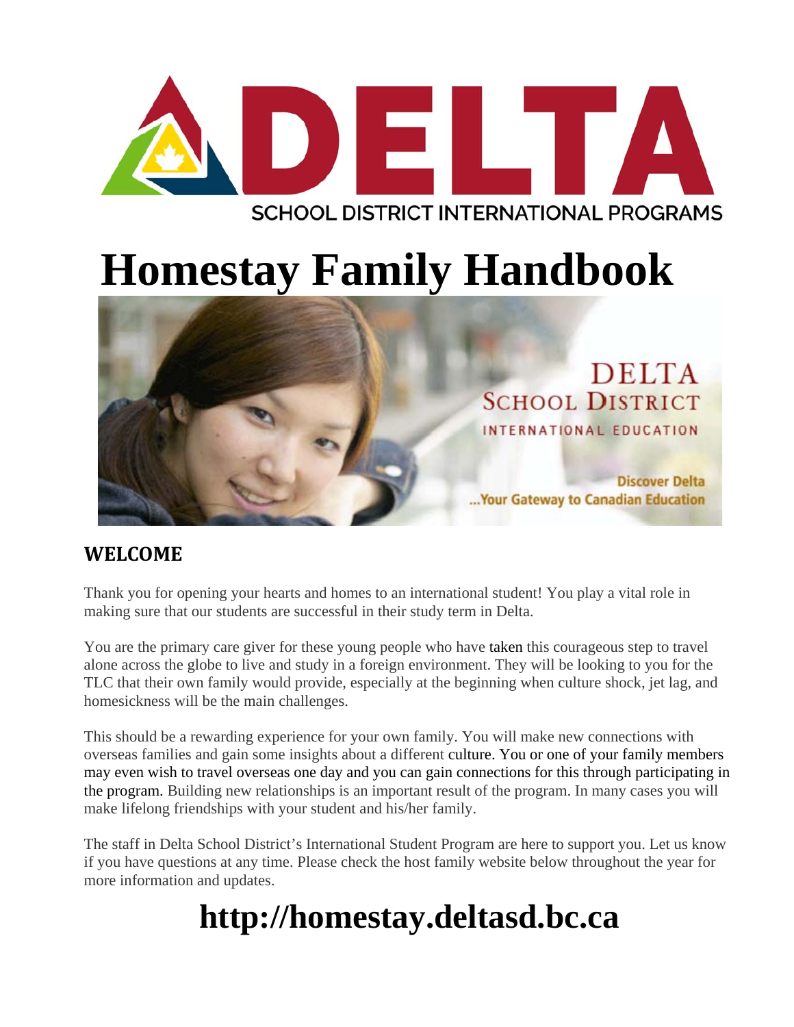SCHOOL DISTRICT INTERNATIONAL PROGRAMS

# Homestay Family Handbook

## WELCOME

Thank you for opening your hearts and homes to an international student! You play a vital role in making sure that our students are successful in their study term in Delta.

You are the primary care giver for these young people who have taken this courageous step to travel alone across the globe to live and study in a foreign environment. They will be looking to you for the TLC that their own family would provide, especially at the beginning when culture shock, jet lag, and homesickness will be the main challenges.

This should be a rewarding experience for your own family. You will make new connections with overseas families and gain some insights about a different culture. You or one of your family members may even wish to travel overseas one day and you can gain connections for this through participating in the program. Building new relationships is an important result of the program. In many cases you will make lifelong friendships with your student and his/her family.

The staff in Delta School District's International Student Program are here to support you. Let us know if you have questions at any time. Please check the host family website below throughout the year for more information and updates.

# http://homestay.deltasd.bc.ca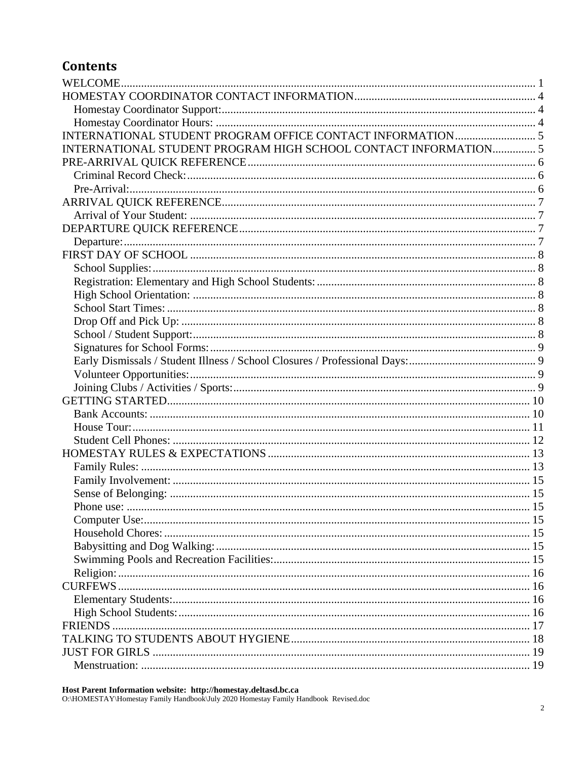# Contents

WELCOME 1
HOMESTAY COORDINATOR CONTACT INFORMATION 4
- Homestay Coordinator Support: 4
- Homestay Coordinator Hours: 4

INTERNATIONAL STUDENT PROGRAM OFFICE CONTACT INFORMATION 5
INTERNATIONAL STUDENT PROGRAM HIGH SCHOOL CONTACT INFORMATION 5
PRE-ARRIVAL QUICK REFERENCE 6
- Criminal Record Check: 6
- Pre-Arrival: 6

ARRIVAL QUICK REFERENCE 7
- Arrival of Your Student: 7

DEPARTURE QUICK REFERENCE 7
- Departure: 7

FIRST DAY OF SCHOOL 8
- School Supplies: 8
- Registration: Elementary and High School Students: 8
- High School Orientation: 8
- School Start Times: 8
- Drop Off and Pick Up: 8
- School / Student Support: 8
- Signatures for School Forms: 9
- Early Dismissals / Student Illness / School Closures / Professional Days: 9
- Volunteer Opportunities: 9
- Joining Clubs / Activities / Sports: 9

GETTING STARTED 10
- Bank Accounts: 10
- House Tour: 11
- Student Cell Phones: 12

HOMESTAY RULES & EXPECTATIONS 13
- Family Rules: 13
- Family Involvement: 15
- Sense of Belonging: 15
- Phone use: 15
- Computer Use: 15
- Household Chores: 15
- Babysitting and Dog Walking: 15
- Swimming Pools and Recreation Facilities: 15
- Religion: 16

CURFEWS 16
- Elementary Students: 16
- High School Students: 16

FRIENDS 17
TALKING TO STUDENTS ABOUT HYGIENE 18
JUST FOR GIRLS 19
- Menstruation: 19

**Host Parent Information website: http://homestay.deltasd.bc.ca**
O:\HOMESTAY\Homestay Family Handbook\July 2020 Homestay Family Handbook Revised.doc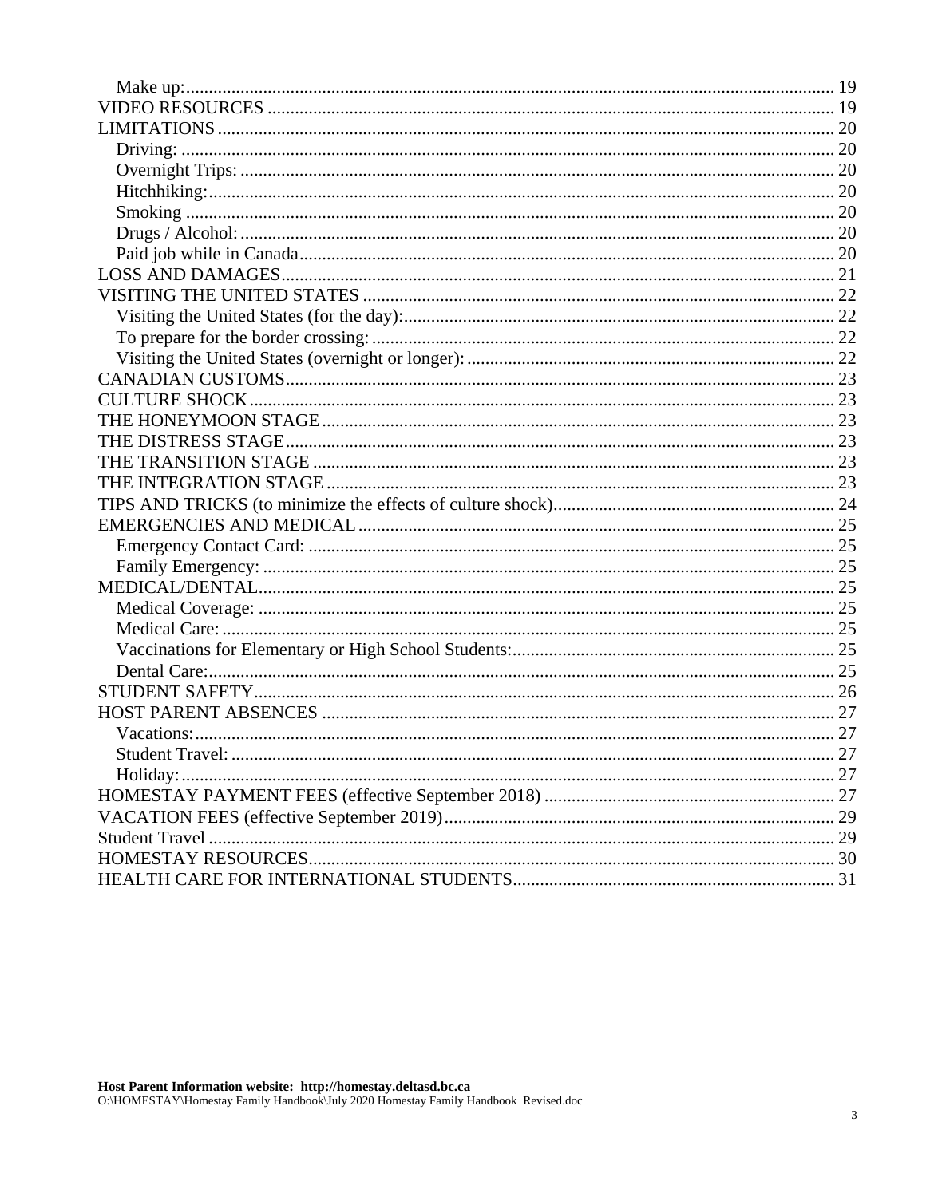- Make up: 19
- VIDEO RESOURCES 19
- LIMITATIONS 20
  - Driving: 20
  - Overnight Trips: 20
  - Hitchhiking: 20
  - Smoking 20
  - Drugs / Alcohol: 20
  - Paid job while in Canada 20
- LOSS AND DAMAGES 21
- VISITING THE UNITED STATES 22
  - Visiting the United States (for the day): 22
  - To prepare for the border crossing: 22
  - Visiting the United States (overnight or longer): 22
- CANADIAN CUSTOMS 23
- CULTURE SHOCK 23
- THE HONEYMOON STAGE 23
- THE DISTRESS STAGE 23
- THE TRANSITION STAGE 23
- THE INTEGRATION STAGE 23
- TIPS AND TRICKS (to minimize the effects of culture shock) 24
- EMERGENCIES AND MEDICAL 25
  - Emergency Contact Card: 25
  - Family Emergency: 25
- MEDICAL/DENTAL 25
  - Medical Coverage: 25
  - Medical Care: 25
  - Vaccinations for Elementary or High School Students: 25
  - Dental Care: 25
- STUDENT SAFETY 26
- HOST PARENT ABSENCES 27
  - Vacations: 27
  - Student Travel: 27
  - Holiday: 27
- HOMESTAY PAYMENT FEES (effective September 2018) 27
- VACATION FEES (effective September 2019) 29
- Student Travel 29
- HOMESTAY RESOURCES 30
- HEALTH CARE FOR INTERNATIONAL STUDENTS 31

**Host Parent Information website: http://homestay.deltasd.bc.ca**
O:\HOMESTAY\Homestay Family Handbook\July 2020 Homestay Family Handbook Revised.doc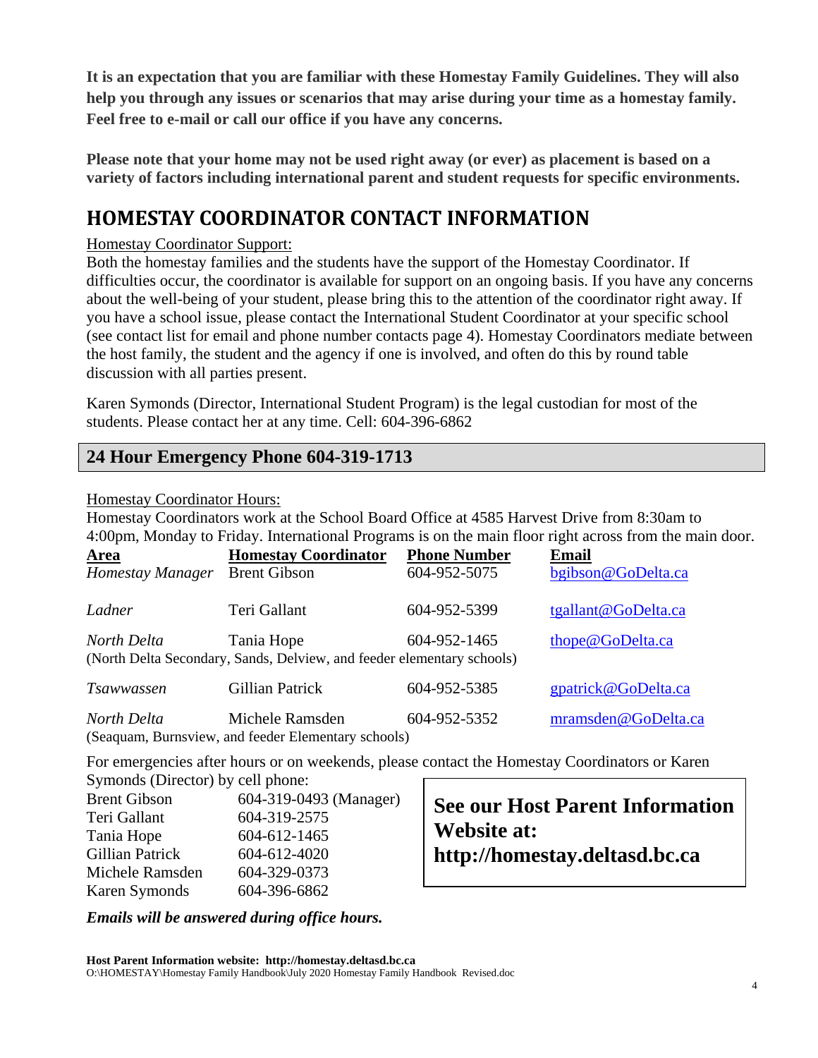**It is an expectation that you are familiar with these Homestay Family Guidelines. They will also help you through any issues or scenarios that may arise during your time as a homestay family. Feel free to e-mail or call our office if you have any concerns.**

**Please note that your home may not be used right away (or ever) as placement is based on a variety of factors including international parent and student requests for specific environments.**

# HOMESTAY COORDINATOR CONTACT INFORMATION

<u>Homestay Coordinator Support:</u>

Both the homestay families and the students have the support of the Homestay Coordinator. If difficulties occur, the coordinator is available for support on an ongoing basis. If you have any concerns about the well-being of your student, please bring this to the attention of the coordinator right away. If you have a school issue, please contact the International Student Coordinator at your specific school (see contact list for email and phone number contacts page 4). Homestay Coordinators mediate between the host family, the student and the agency if one is involved, and often do this by round table discussion with all parties present.

Karen Symonds (Director, International Student Program) is the legal custodian for most of the students. Please contact her at any time. Cell: 604-396-6862

## 24 Hour Emergency Phone 604-319-1713

<u>Homestay Coordinator Hours:</u>

Homestay Coordinators work at the School Board Office at 4585 Harvest Drive from 8:30am to 4:00pm, Monday to Friday. International Programs is on the main floor right across from the main door.

| **Area** | **Homestay Coordinator** | **Phone Number** | **Email** |
|---|---|---|---|
| *Homestay Manager* | Brent Gibson | 604-952-5075 | bgibson@GoDelta.ca |
| *Ladner* | Teri Gallant | 604-952-5399 | tgallant@GoDelta.ca |
| *North Delta* (North Delta Secondary, Sands, Delview, and feeder elementary schools) | Tania Hope | 604-952-1465 | thope@GoDelta.ca |
| *Tsawwassen* | Gillian Patrick | 604-952-5385 | gpatrick@GoDelta.ca |
| *North Delta* (Seaquam, Burnsview, and feeder Elementary schools) | Michele Ramsden | 604-952-5352 | mramsden@GoDelta.ca |

For emergencies after hours or on weekends, please contact the Homestay Coordinators or Karen Symonds (Director) by cell phone:

| | |
|---|---|
| Brent Gibson | 604-319-0493 (Manager) |
| Teri Gallant | 604-319-2575 |
| Tania Hope | 604-612-1465 |
| Gillian Patrick | 604-612-4020 |
| Michele Ramsden | 604-329-0373 |
| Karen Symonds | 604-396-6862 |

**See our Host Parent Information Website at: http://homestay.deltasd.bc.ca**

***Emails will be answered during office hours.***

**Host Parent Information website: http://homestay.deltasd.bc.ca**
O:\HOMESTAY\Homestay Family Handbook\July 2020 Homestay Family Handbook Revised.doc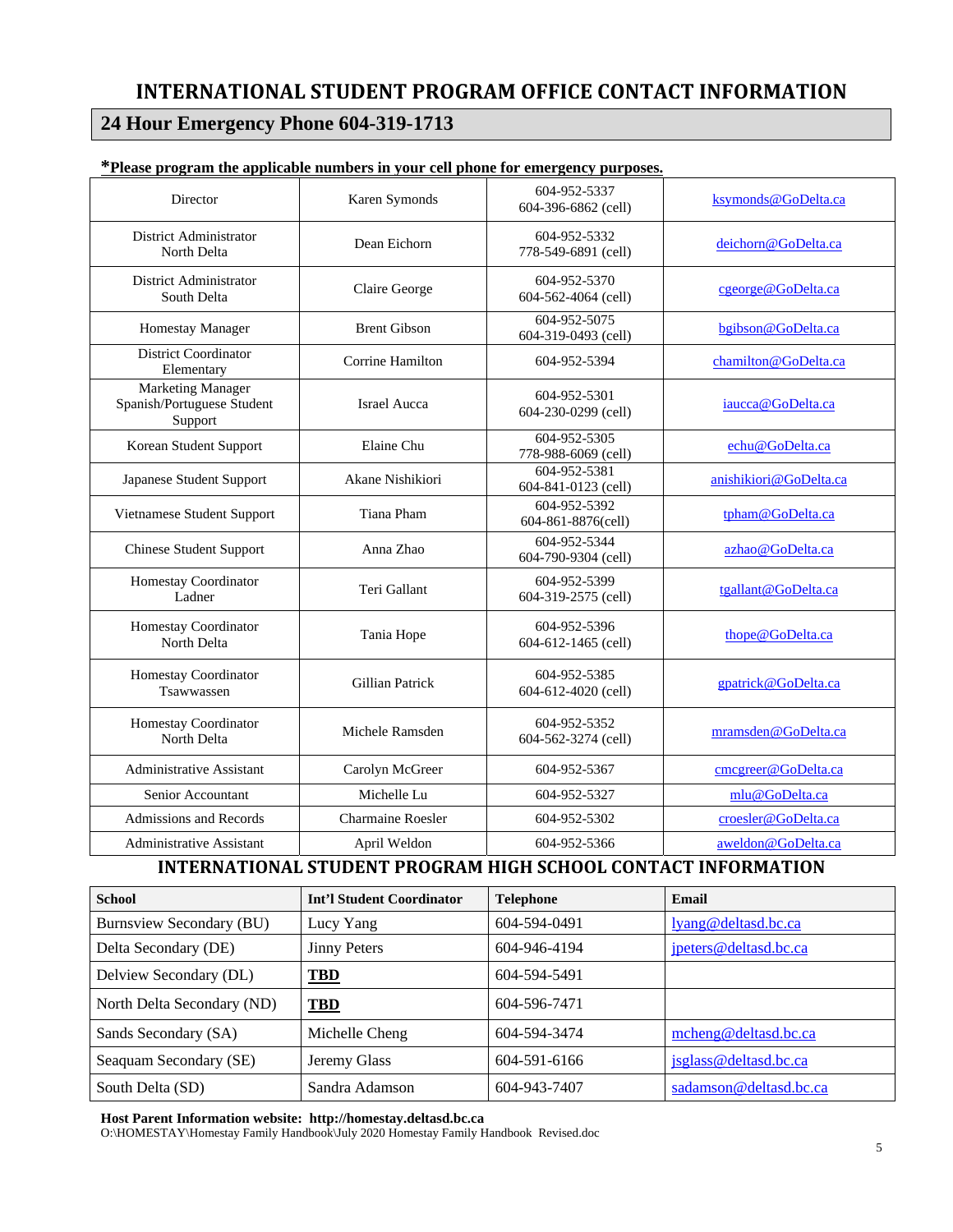# INTERNATIONAL STUDENT PROGRAM OFFICE CONTACT INFORMATION

## 24 Hour Emergency Phone 604-319-1713

***Please program the applicable numbers in your cell phone for emergency purposes.**

| | | | |
|---|---|---|---|
| Director | Karen Symonds | 604-952-5337<br>604-396-6862 (cell) | ksymonds@GoDelta.ca |
| District Administrator<br>North Delta | Dean Eichorn | 604-952-5332<br>778-549-6891 (cell) | deichorn@GoDelta.ca |
| District Administrator<br>South Delta | Claire George | 604-952-5370<br>604-562-4064 (cell) | cgeorge@GoDelta.ca |
| Homestay Manager | Brent Gibson | 604-952-5075<br>604-319-0493 (cell) | bgibson@GoDelta.ca |
| District Coordinator<br>Elementary | Corrine Hamilton | 604-952-5394 | chamilton@GoDelta.ca |
| Marketing Manager<br>Spanish/Portuguese Student Support | Israel Aucca | 604-952-5301<br>604-230-0299 (cell) | iaucca@GoDelta.ca |
| Korean Student Support | Elaine Chu | 604-952-5305<br>778-988-6069 (cell) | echu@GoDelta.ca |
| Japanese Student Support | Akane Nishikiori | 604-952-5381<br>604-841-0123 (cell) | anishikiori@GoDelta.ca |
| Vietnamese Student Support | Tiana Pham | 604-952-5392<br>604-861-8876(cell) | tpham@GoDelta.ca |
| Chinese Student Support | Anna Zhao | 604-952-5344<br>604-790-9304 (cell) | azhao@GoDelta.ca |
| Homestay Coordinator<br>Ladner | Teri Gallant | 604-952-5399<br>604-319-2575 (cell) | tgallant@GoDelta.ca |
| Homestay Coordinator<br>North Delta | Tania Hope | 604-952-5396<br>604-612-1465 (cell) | thope@GoDelta.ca |
| Homestay Coordinator<br>Tsawwassen | Gillian Patrick | 604-952-5385<br>604-612-4020 (cell) | gpatrick@GoDelta.ca |
| Homestay Coordinator<br>North Delta | Michele Ramsden | 604-952-5352<br>604-562-3274 (cell) | mramsden@GoDelta.ca |
| Administrative Assistant | Carolyn McGreer | 604-952-5367 | cmcgreer@GoDelta.ca |
| Senior Accountant | Michelle Lu | 604-952-5327 | mlu@GoDelta.ca |
| Admissions and Records | Charmaine Roesler | 604-952-5302 | croesler@GoDelta.ca |
| Administrative Assistant | April Weldon | 604-952-5366 | aweldon@GoDelta.ca |

# INTERNATIONAL STUDENT PROGRAM HIGH SCHOOL CONTACT INFORMATION

| School | Int'l Student Coordinator | Telephone | Email |
|---|---|---|---|
| Burnsview Secondary (BU) | Lucy Yang | 604-594-0491 | lyang@deltasd.bc.ca |
| Delta Secondary (DE) | Jinny Peters | 604-946-4194 | jpeters@deltasd.bc.ca |
| Delview Secondary (DL) | **TBD** | 604-594-5491 | |
| North Delta Secondary (ND) | **TBD** | 604-596-7471 | |
| Sands Secondary (SA) | Michelle Cheng | 604-594-3474 | mcheng@deltasd.bc.ca |
| Seaquam Secondary (SE) | Jeremy Glass | 604-591-6166 | jsglass@deltasd.bc.ca |
| South Delta (SD) | Sandra Adamson | 604-943-7407 | sadamson@deltasd.bc.ca |

**Host Parent Information website: http://homestay.deltasd.bc.ca**

O:\HOMESTAY\Homestay Family Handbook\July 2020 Homestay Family Handbook Revised.doc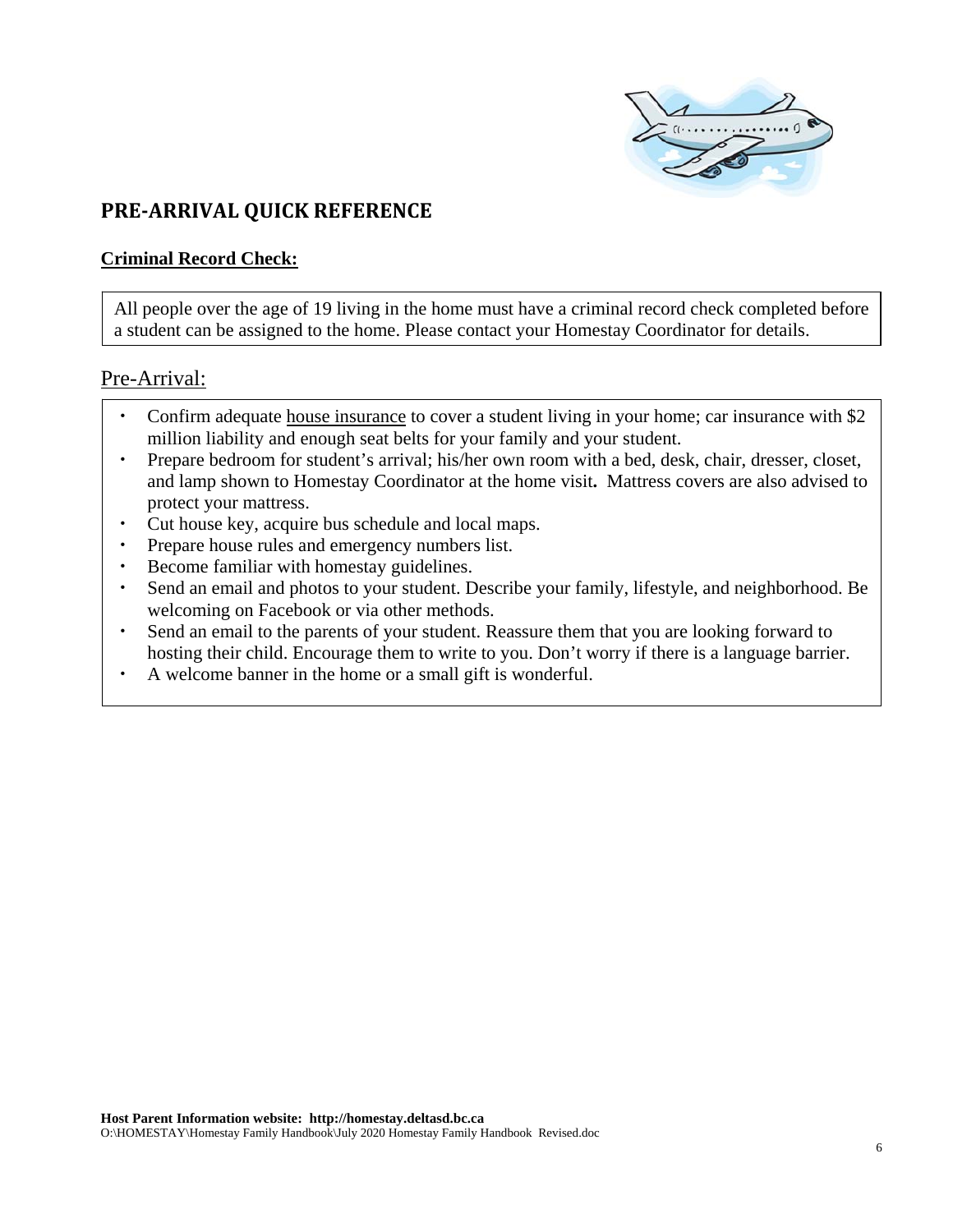## PRE-ARRIVAL QUICK REFERENCE

**Criminal Record Check:**

All people over the age of 19 living in the home must have a criminal record check completed before a student can be assigned to the home. Please contact your Homestay Coordinator for details.

### Pre-Arrival:

- Confirm adequate house insurance to cover a student living in your home; car insurance with $2 million liability and enough seat belts for your family and your student.
- Prepare bedroom for student's arrival; his/her own room with a bed, desk, chair, dresser, closet, and lamp shown to Homestay Coordinator at the home visit**.** Mattress covers are also advised to protect your mattress.
- Cut house key, acquire bus schedule and local maps.
- Prepare house rules and emergency numbers list.
- Become familiar with homestay guidelines.
- Send an email and photos to your student. Describe your family, lifestyle, and neighborhood. Be welcoming on Facebook or via other methods.
- Send an email to the parents of your student. Reassure them that you are looking forward to hosting their child. Encourage them to write to you. Don't worry if there is a language barrier.
- A welcome banner in the home or a small gift is wonderful.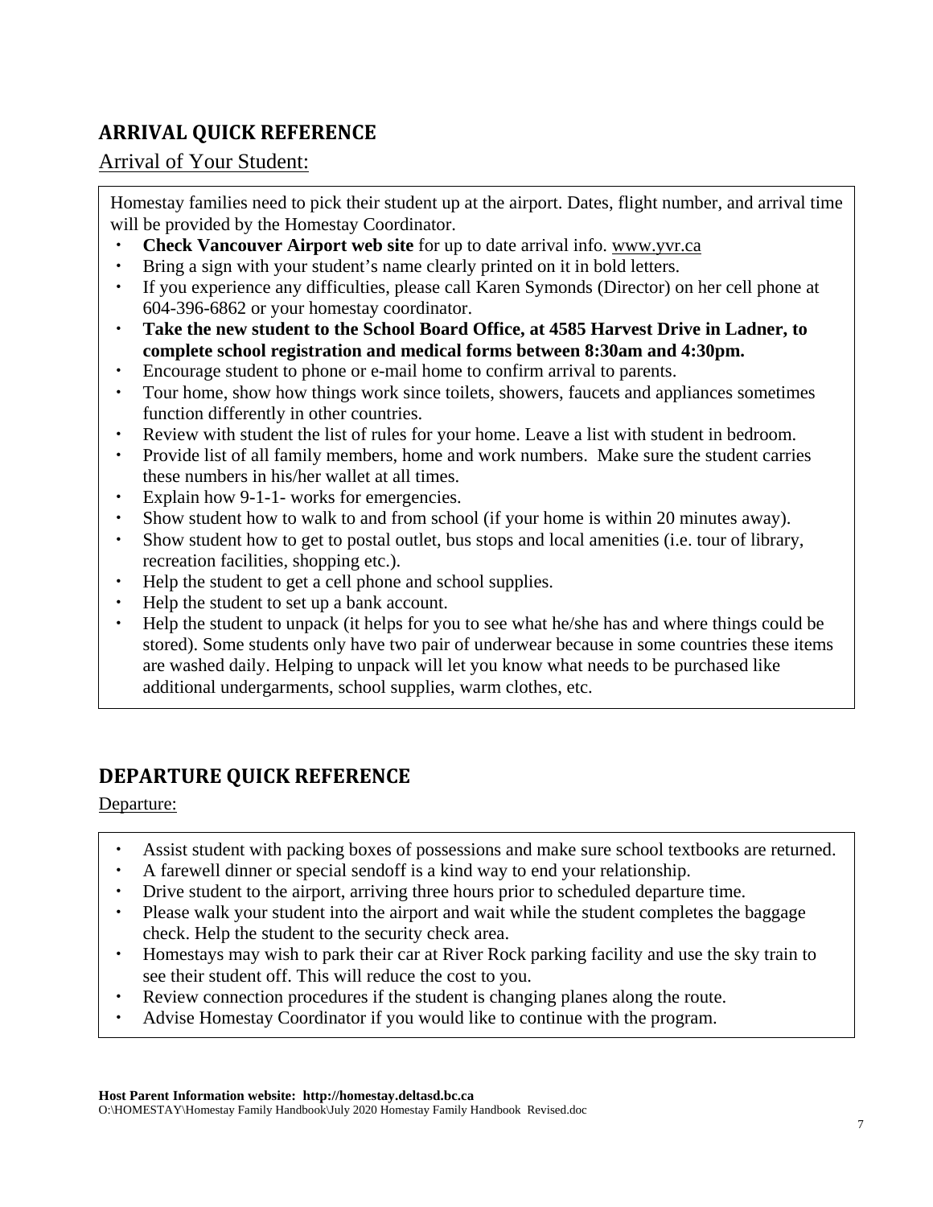## ARRIVAL QUICK REFERENCE

Arrival of Your Student:

Homestay families need to pick their student up at the airport. Dates, flight number, and arrival time will be provided by the Homestay Coordinator.

- **Check Vancouver Airport web site** for up to date arrival info. www.yvr.ca
- Bring a sign with your student's name clearly printed on it in bold letters.
- If you experience any difficulties, please call Karen Symonds (Director) on her cell phone at 604-396-6862 or your homestay coordinator.
- **Take the new student to the School Board Office, at 4585 Harvest Drive in Ladner, to complete school registration and medical forms between 8:30am and 4:30pm.**
- Encourage student to phone or e-mail home to confirm arrival to parents.
- Tour home, show how things work since toilets, showers, faucets and appliances sometimes function differently in other countries.
- Review with student the list of rules for your home. Leave a list with student in bedroom.
- Provide list of all family members, home and work numbers. Make sure the student carries these numbers in his/her wallet at all times.
- Explain how 9-1-1- works for emergencies.
- Show student how to walk to and from school (if your home is within 20 minutes away).
- Show student how to get to postal outlet, bus stops and local amenities (i.e. tour of library, recreation facilities, shopping etc.).
- Help the student to get a cell phone and school supplies.
- Help the student to set up a bank account.
- Help the student to unpack (it helps for you to see what he/she has and where things could be stored). Some students only have two pair of underwear because in some countries these items are washed daily. Helping to unpack will let you know what needs to be purchased like additional undergarments, school supplies, warm clothes, etc.

## DEPARTURE QUICK REFERENCE

Departure:

- Assist student with packing boxes of possessions and make sure school textbooks are returned.
- A farewell dinner or special sendoff is a kind way to end your relationship.
- Drive student to the airport, arriving three hours prior to scheduled departure time.
- Please walk your student into the airport and wait while the student completes the baggage check. Help the student to the security check area.
- Homestays may wish to park their car at River Rock parking facility and use the sky train to see their student off. This will reduce the cost to you.
- Review connection procedures if the student is changing planes along the route.
- Advise Homestay Coordinator if you would like to continue with the program.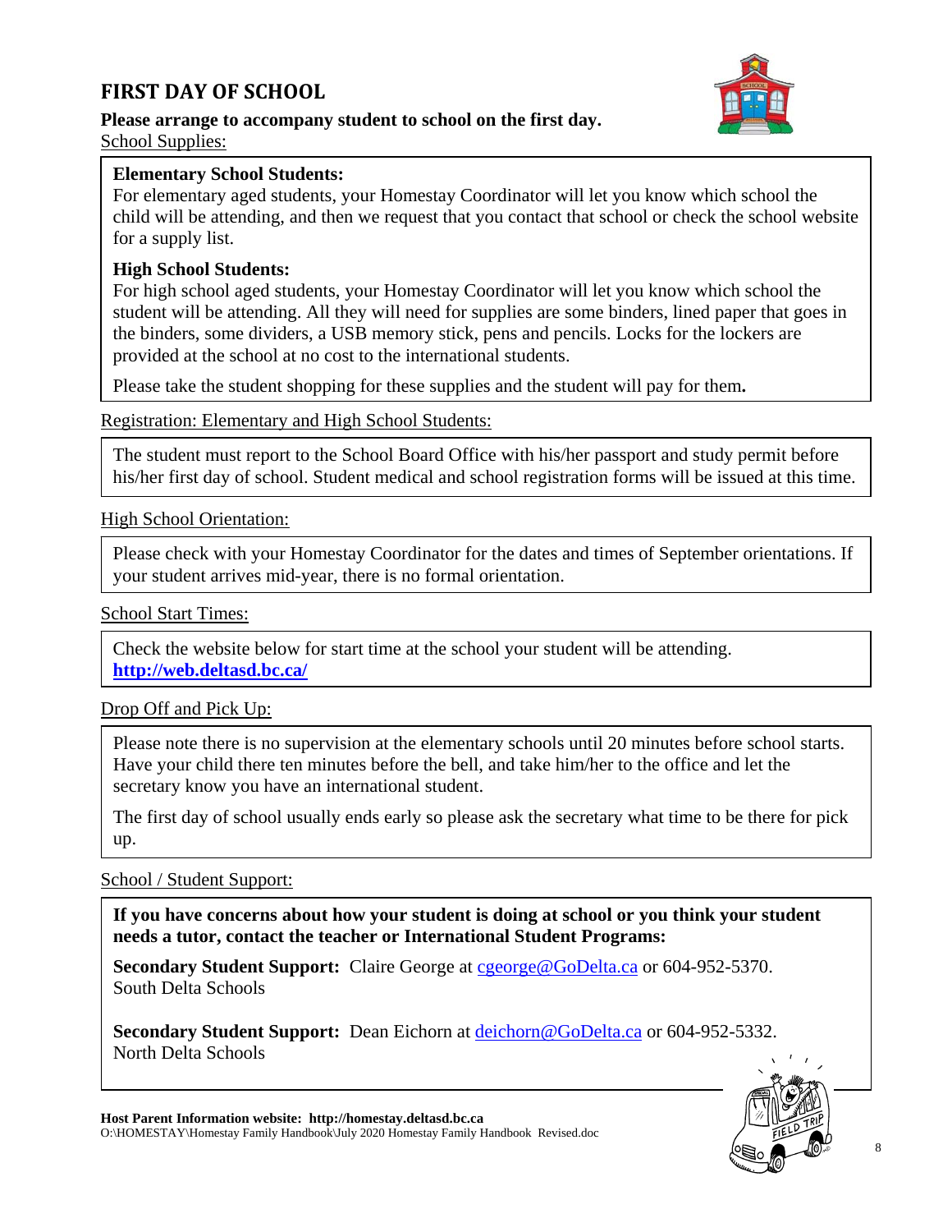## FIRST DAY OF SCHOOL

**Please arrange to accompany student to school on the first day.**

School Supplies:

**Elementary School Students:**
For elementary aged students, your Homestay Coordinator will let you know which school the child will be attending, and then we request that you contact that school or check the school website for a supply list.

**High School Students:**
For high school aged students, your Homestay Coordinator will let you know which school the student will be attending. All they will need for supplies are some binders, lined paper that goes in the binders, some dividers, a USB memory stick, pens and pencils. Locks for the lockers are provided at the school at no cost to the international students.

Please take the student shopping for these supplies and the student will pay for them.

Registration: Elementary and High School Students:

The student must report to the School Board Office with his/her passport and study permit before his/her first day of school. Student medical and school registration forms will be issued at this time.

High School Orientation:

Please check with your Homestay Coordinator for the dates and times of September orientations. If your student arrives mid-year, there is no formal orientation.

School Start Times:

Check the website below for start time at the school your student will be attending.
**http://web.deltasd.bc.ca/**

Drop Off and Pick Up:

Please note there is no supervision at the elementary schools until 20 minutes before school starts. Have your child there ten minutes before the bell, and take him/her to the office and let the secretary know you have an international student.

The first day of school usually ends early so please ask the secretary what time to be there for pick up.

School / Student Support:

**If you have concerns about how your student is doing at school or you think your student needs a tutor, contact the teacher or International Student Programs:**

**Secondary Student Support:** Claire George at cgeorge@GoDelta.ca or 604-952-5370.
South Delta Schools

**Secondary Student Support:** Dean Eichorn at deichorn@GoDelta.ca or 604-952-5332.
North Delta Schools

**Host Parent Information website: http://homestay.deltasd.bc.ca**
O:\HOMESTAY\Homestay Family Handbook\July 2020 Homestay Family Handbook Revised.doc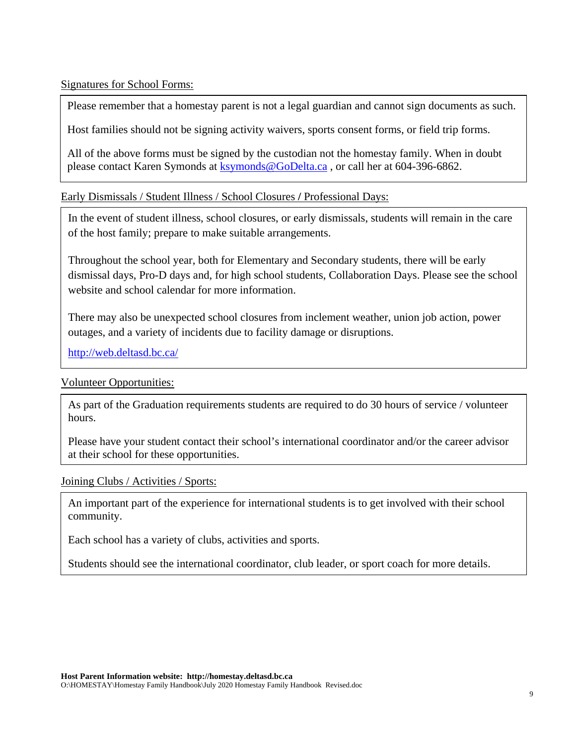Signatures for School Forms:

Please remember that a homestay parent is not a legal guardian and cannot sign documents as such.

Host families should not be signing activity waivers, sports consent forms, or field trip forms.

All of the above forms must be signed by the custodian not the homestay family. When in doubt please contact Karen Symonds at ksymonds@GoDelta.ca , or call her at 604-396-6862.

Early Dismissals / Student Illness / School Closures / Professional Days:

In the event of student illness, school closures, or early dismissals, students will remain in the care of the host family; prepare to make suitable arrangements.

Throughout the school year, both for Elementary and Secondary students, there will be early dismissal days, Pro-D days and, for high school students, Collaboration Days. Please see the school website and school calendar for more information.

There may also be unexpected school closures from inclement weather, union job action, power outages, and a variety of incidents due to facility damage or disruptions.

http://web.deltasd.bc.ca/

Volunteer Opportunities:

As part of the Graduation requirements students are required to do 30 hours of service / volunteer hours.

Please have your student contact their school's international coordinator and/or the career advisor at their school for these opportunities.

Joining Clubs / Activities / Sports:

An important part of the experience for international students is to get involved with their school community.

Each school has a variety of clubs, activities and sports.

Students should see the international coordinator, club leader, or sport coach for more details.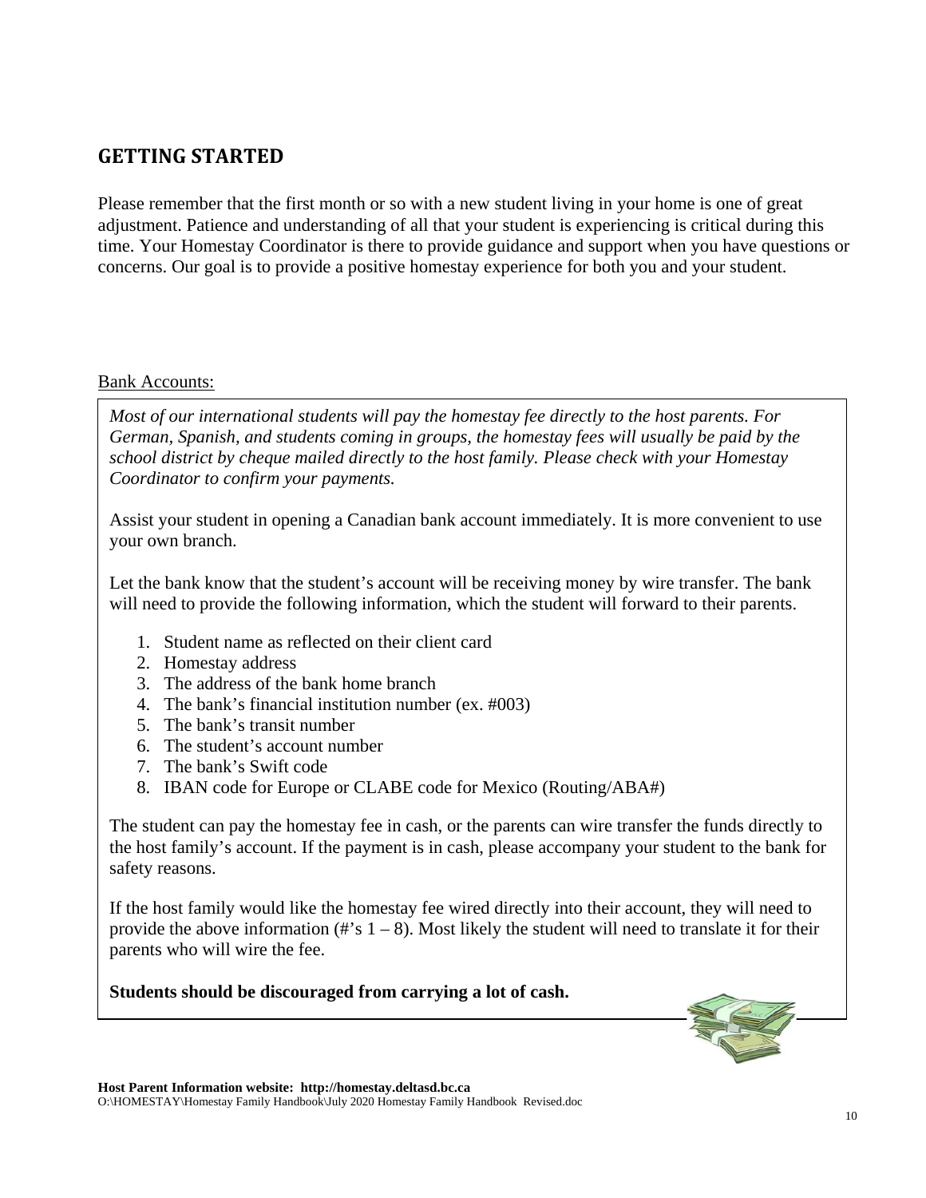## GETTING STARTED

Please remember that the first month or so with a new student living in your home is one of great adjustment. Patience and understanding of all that your student is experiencing is critical during this time. Your Homestay Coordinator is there to provide guidance and support when you have questions or concerns. Our goal is to provide a positive homestay experience for both you and your student.

Bank Accounts:

*Most of our international students will pay the homestay fee directly to the host parents. For German, Spanish, and students coming in groups, the homestay fees will usually be paid by the school district by cheque mailed directly to the host family. Please check with your Homestay Coordinator to confirm your payments.*

Assist your student in opening a Canadian bank account immediately. It is more convenient to use your own branch.

Let the bank know that the student's account will be receiving money by wire transfer. The bank will need to provide the following information, which the student will forward to their parents.

1. Student name as reflected on their client card
2. Homestay address
3. The address of the bank home branch
4. The bank's financial institution number (ex. #003)
5. The bank's transit number
6. The student's account number
7. The bank's Swift code
8. IBAN code for Europe or CLABE code for Mexico (Routing/ABA#)

The student can pay the homestay fee in cash, or the parents can wire transfer the funds directly to the host family's account. If the payment is in cash, please accompany your student to the bank for safety reasons.

If the host family would like the homestay fee wired directly into their account, they will need to provide the above information (#'s 1 – 8). Most likely the student will need to translate it for their parents who will wire the fee.

**Students should be discouraged from carrying a lot of cash.**

**Host Parent Information website: http://homestay.deltasd.bc.ca**
O:\HOMESTAY\Homestay Family Handbook\July 2020 Homestay Family Handbook Revised.doc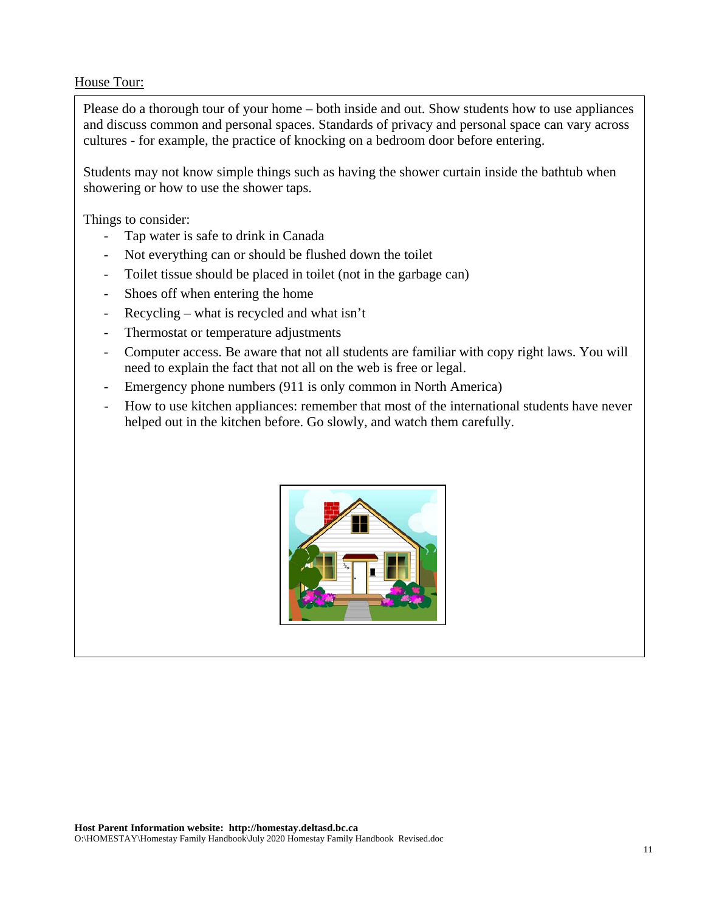## House Tour:

Please do a thorough tour of your home – both inside and out. Show students how to use appliances and discuss common and personal spaces. Standards of privacy and personal space can vary across cultures - for example, the practice of knocking on a bedroom door before entering.

Students may not know simple things such as having the shower curtain inside the bathtub when showering or how to use the shower taps.

Things to consider:

- Tap water is safe to drink in Canada
- Not everything can or should be flushed down the toilet
- Toilet tissue should be placed in toilet (not in the garbage can)
- Shoes off when entering the home
- Recycling – what is recycled and what isn't
- Thermostat or temperature adjustments
- Computer access. Be aware that not all students are familiar with copy right laws. You will need to explain the fact that not all on the web is free or legal.
- Emergency phone numbers (911 is only common in North America)
- How to use kitchen appliances: remember that most of the international students have never helped out in the kitchen before. Go slowly, and watch them carefully.

**Host Parent Information website: http://homestay.deltasd.bc.ca**
O:\HOMESTAY\Homestay Family Handbook\July 2020 Homestay Family Handbook Revised.doc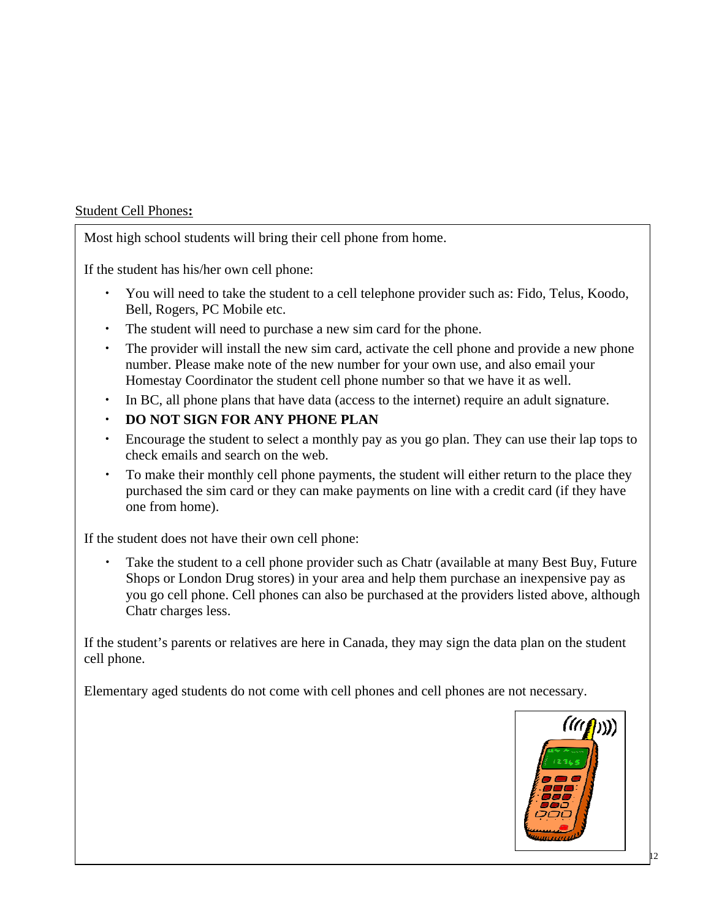Student Cell Phones**:**

Most high school students will bring their cell phone from home.

If the student has his/her own cell phone:

- You will need to take the student to a cell telephone provider such as: Fido, Telus, Koodo, Bell, Rogers, PC Mobile etc.
- The student will need to purchase a new sim card for the phone.
- The provider will install the new sim card, activate the cell phone and provide a new phone number. Please make note of the new number for your own use, and also email your Homestay Coordinator the student cell phone number so that we have it as well.
- In BC, all phone plans that have data (access to the internet) require an adult signature.
- **DO NOT SIGN FOR ANY PHONE PLAN**
- Encourage the student to select a monthly pay as you go plan. They can use their lap tops to check emails and search on the web.
- To make their monthly cell phone payments, the student will either return to the place they purchased the sim card or they can make payments on line with a credit card (if they have one from home).

If the student does not have their own cell phone:

- Take the student to a cell phone provider such as Chatr (available at many Best Buy, Future Shops or London Drug stores) in your area and help them purchase an inexpensive pay as you go cell phone. Cell phones can also be purchased at the providers listed above, although Chatr charges less.

If the student's parents or relatives are here in Canada, they may sign the data plan on the student cell phone.

Elementary aged students do not come with cell phones and cell phones are not necessary.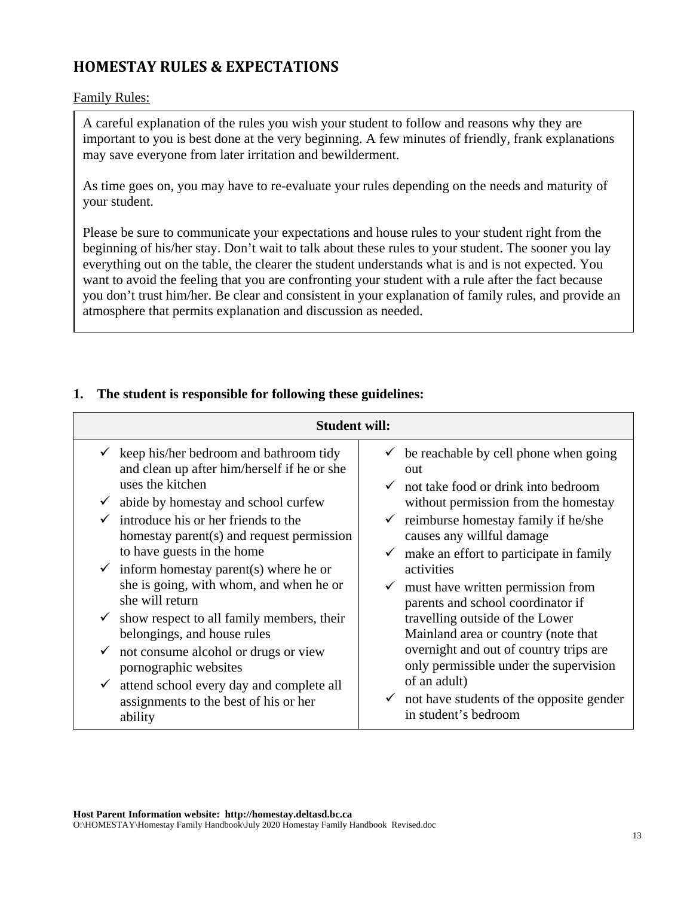## HOMESTAY RULES & EXPECTATIONS

Family Rules:

A careful explanation of the rules you wish your student to follow and reasons why they are important to you is best done at the very beginning. A few minutes of friendly, frank explanations may save everyone from later irritation and bewilderment.

As time goes on, you may have to re-evaluate your rules depending on the needs and maturity of your student.

Please be sure to communicate your expectations and house rules to your student right from the beginning of his/her stay. Don't wait to talk about these rules to your student. The sooner you lay everything out on the table, the clearer the student understands what is and is not expected. You want to avoid the feeling that you are confronting your student with a rule after the fact because you don't trust him/her. Be clear and consistent in your explanation of family rules, and provide an atmosphere that permits explanation and discussion as needed.

### 1. The student is responsible for following these guidelines:

**Student will:**

- ✓ keep his/her bedroom and bathroom tidy and clean up after him/herself if he or she uses the kitchen
- ✓ abide by homestay and school curfew
- ✓ introduce his or her friends to the homestay parent(s) and request permission to have guests in the home
- ✓ inform homestay parent(s) where he or she is going, with whom, and when he or she will return
- ✓ show respect to all family members, their belongings, and house rules
- ✓ not consume alcohol or drugs or view pornographic websites
- ✓ attend school every day and complete all assignments to the best of his or her ability
- ✓ be reachable by cell phone when going out
- ✓ not take food or drink into bedroom without permission from the homestay
- ✓ reimburse homestay family if he/she causes any willful damage
- ✓ make an effort to participate in family activities
- ✓ must have written permission from parents and school coordinator if travelling outside of the Lower Mainland area or country (note that overnight and out of country trips are only permissible under the supervision of an adult)
- ✓ not have students of the opposite gender in student's bedroom

**Host Parent Information website: http://homestay.deltasd.bc.ca**
O:\HOMESTAY\Homestay Family Handbook\July 2020 Homestay Family Handbook Revised.doc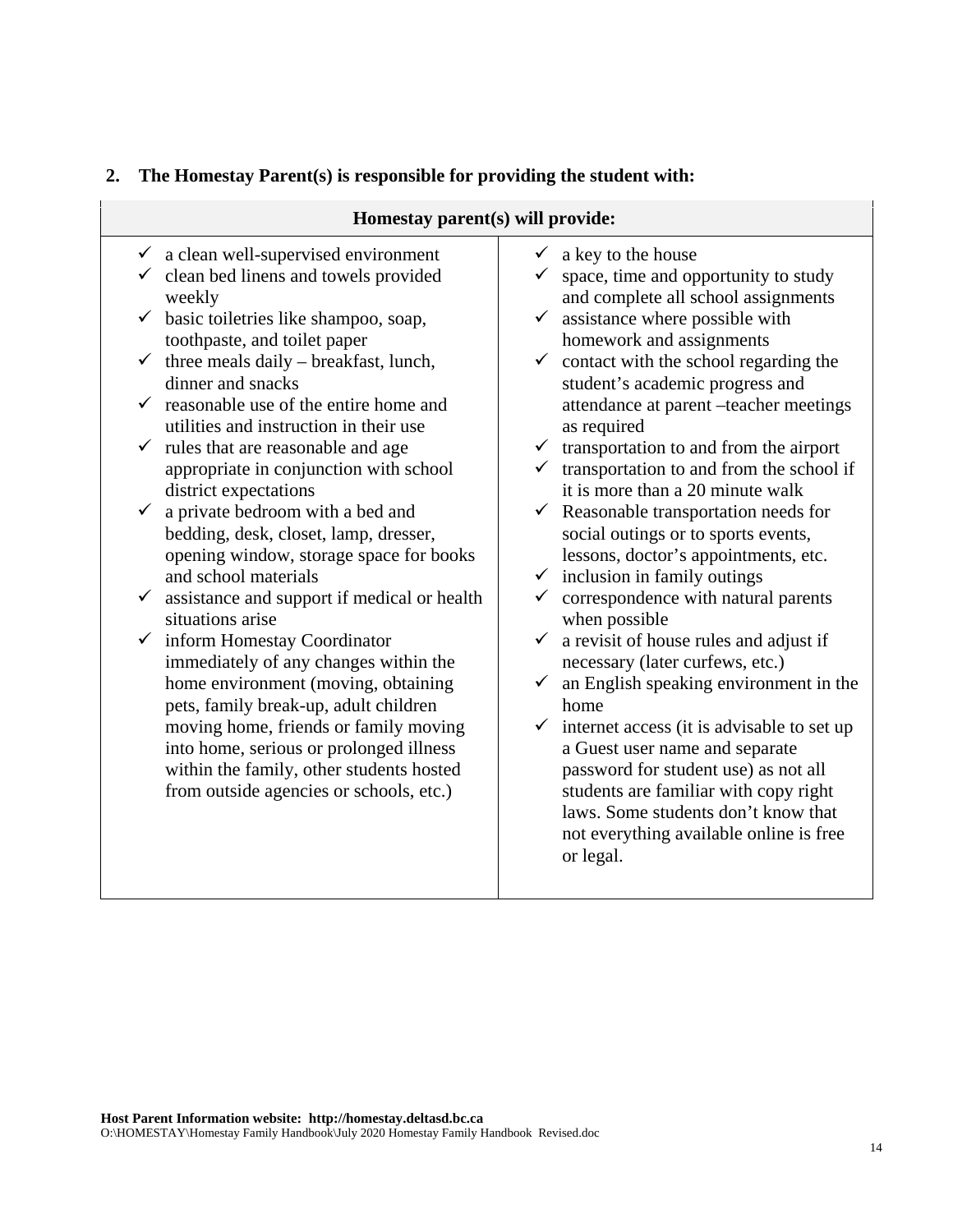**2. The Homestay Parent(s) is responsible for providing the student with:**

| Homestay parent(s) will provide: | |
|---|---|
| ✓ a clean well-supervised environment<br>✓ clean bed linens and towels provided weekly<br>✓ basic toiletries like shampoo, soap, toothpaste, and toilet paper<br>✓ three meals daily – breakfast, lunch, dinner and snacks<br>✓ reasonable use of the entire home and utilities and instruction in their use<br>✓ rules that are reasonable and age appropriate in conjunction with school district expectations<br>✓ a private bedroom with a bed and bedding, desk, closet, lamp, dresser, opening window, storage space for books and school materials<br>✓ assistance and support if medical or health situations arise<br>✓ inform Homestay Coordinator immediately of any changes within the home environment (moving, obtaining pets, family break-up, adult children moving home, friends or family moving into home, serious or prolonged illness within the family, other students hosted from outside agencies or schools, etc.) | ✓ a key to the house<br>✓ space, time and opportunity to study and complete all school assignments<br>✓ assistance where possible with homework and assignments<br>✓ contact with the school regarding the student's academic progress and attendance at parent –teacher meetings as required<br>✓ transportation to and from the airport<br>✓ transportation to and from the school if it is more than a 20 minute walk<br>✓ Reasonable transportation needs for social outings or to sports events, lessons, doctor's appointments, etc.<br>✓ inclusion in family outings<br>✓ correspondence with natural parents when possible<br>✓ a revisit of house rules and adjust if necessary (later curfews, etc.)<br>✓ an English speaking environment in the home<br>✓ internet access (it is advisable to set up a Guest user name and separate password for student use) as not all students are familiar with copy right laws. Some students don't know that not everything available online is free or legal. |

**Host Parent Information website: http://homestay.deltasd.bc.ca**
O:\HOMESTAY\Homestay Family Handbook\July 2020 Homestay Family Handbook Revised.doc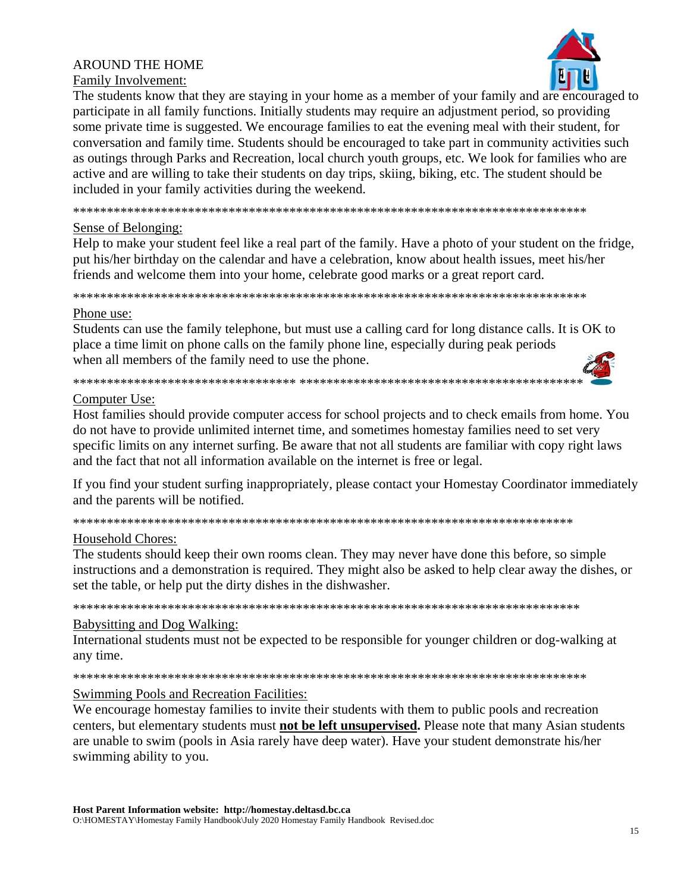# AROUND THE HOME

## Family Involvement:

The students know that they are staying in your home as a member of your family and are encouraged to participate in all family functions. Initially students may require an adjustment period, so providing some private time is suggested. We encourage families to eat the evening meal with their student, for conversation and family time. Students should be encouraged to take part in community activities such as outings through Parks and Recreation, local church youth groups, etc. We look for families who are active and are willing to take their students on day trips, skiing, biking, etc. The student should be included in your family activities during the weekend.

******************************************************************************

## Sense of Belonging:

Help to make your student feel like a real part of the family. Have a photo of your student on the fridge, put his/her birthday on the calendar and have a celebration, know about health issues, meet his/her friends and welcome them into your home, celebrate good marks or a great report card.

******************************************************************************

## Phone use:

Students can use the family telephone, but must use a calling card for long distance calls. It is OK to place a time limit on phone calls on the family phone line, especially during peak periods when all members of the family need to use the phone.

********************************* ********************************************

## Computer Use:

Host families should provide computer access for school projects and to check emails from home. You do not have to provide unlimited internet time, and sometimes homestay families need to set very specific limits on any internet surfing. Be aware that not all students are familiar with copy right laws and the fact that not all information available on the internet is free or legal.

If you find your student surfing inappropriately, please contact your Homestay Coordinator immediately and the parents will be notified.

******************************************************************************

## Household Chores:

The students should keep their own rooms clean. They may never have done this before, so simple instructions and a demonstration is required. They might also be asked to help clear away the dishes, or set the table, or help put the dirty dishes in the dishwasher.

******************************************************************************

## Babysitting and Dog Walking:

International students must not be expected to be responsible for younger children or dog-walking at any time.

******************************************************************************

## Swimming Pools and Recreation Facilities:

We encourage homestay families to invite their students with them to public pools and recreation centers, but elementary students must **not be left unsupervised.** Please note that many Asian students are unable to swim (pools in Asia rarely have deep water). Have your student demonstrate his/her swimming ability to you.

**Host Parent Information website: http://homestay.deltasd.bc.ca**
O:\HOMESTAY\Homestay Family Handbook\July 2020 Homestay Family Handbook Revised.doc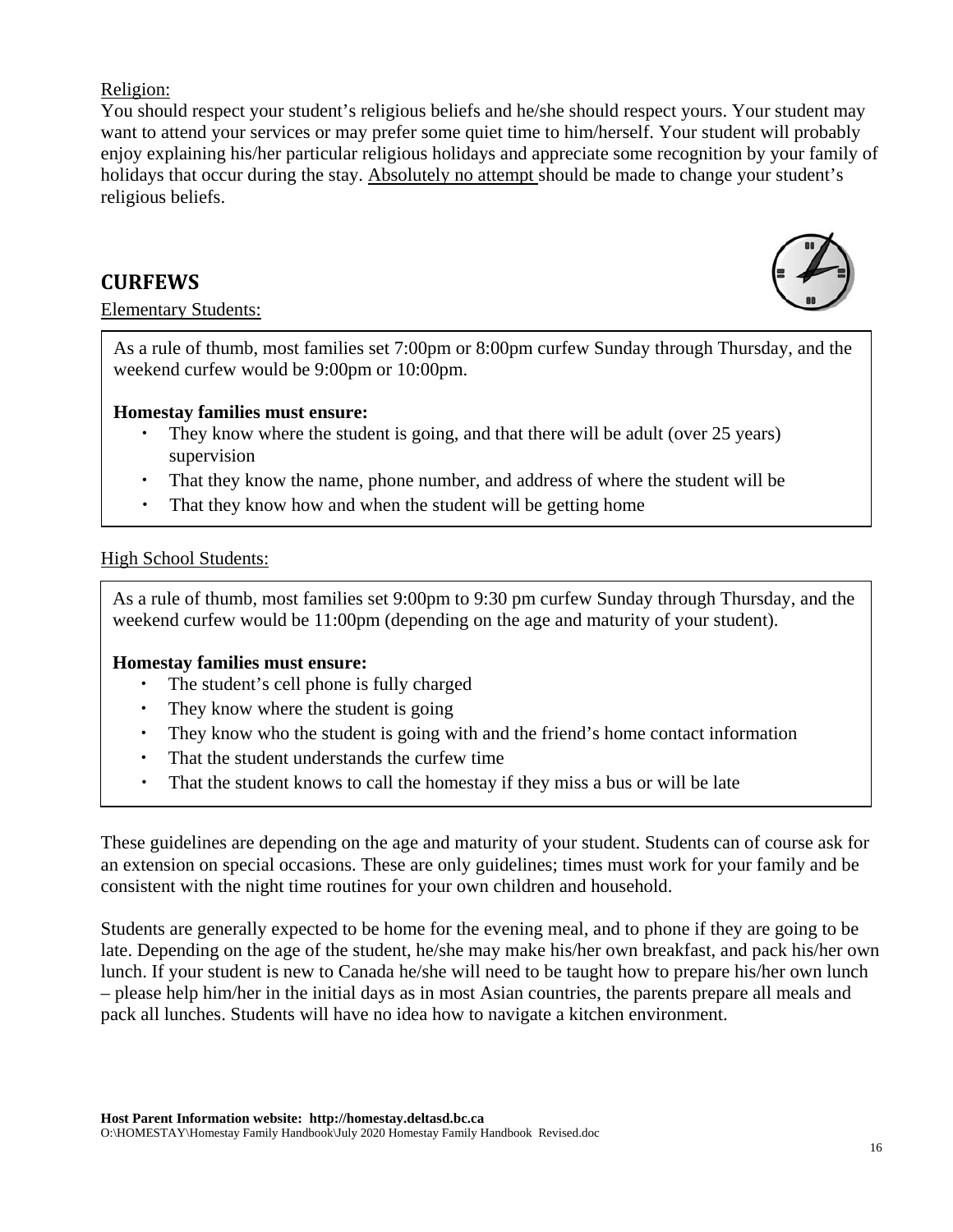Religion:

You should respect your student's religious beliefs and he/she should respect yours. Your student may want to attend your services or may prefer some quiet time to him/herself. Your student will probably enjoy explaining his/her particular religious holidays and appreciate some recognition by your family of holidays that occur during the stay. Absolutely no attempt should be made to change your student's religious beliefs.

## CURFEWS

Elementary Students:

As a rule of thumb, most families set 7:00pm or 8:00pm curfew Sunday through Thursday, and the weekend curfew would be 9:00pm or 10:00pm.

**Homestay families must ensure:**

- They know where the student is going, and that there will be adult (over 25 years) supervision
- That they know the name, phone number, and address of where the student will be
- That they know how and when the student will be getting home

High School Students:

As a rule of thumb, most families set 9:00pm to 9:30 pm curfew Sunday through Thursday, and the weekend curfew would be 11:00pm (depending on the age and maturity of your student).

**Homestay families must ensure:**

- The student's cell phone is fully charged
- They know where the student is going
- They know who the student is going with and the friend's home contact information
- That the student understands the curfew time
- That the student knows to call the homestay if they miss a bus or will be late

These guidelines are depending on the age and maturity of your student. Students can of course ask for an extension on special occasions. These are only guidelines; times must work for your family and be consistent with the night time routines for your own children and household.

Students are generally expected to be home for the evening meal, and to phone if they are going to be late. Depending on the age of the student, he/she may make his/her own breakfast, and pack his/her own lunch. If your student is new to Canada he/she will need to be taught how to prepare his/her own lunch – please help him/her in the initial days as in most Asian countries, the parents prepare all meals and pack all lunches. Students will have no idea how to navigate a kitchen environment.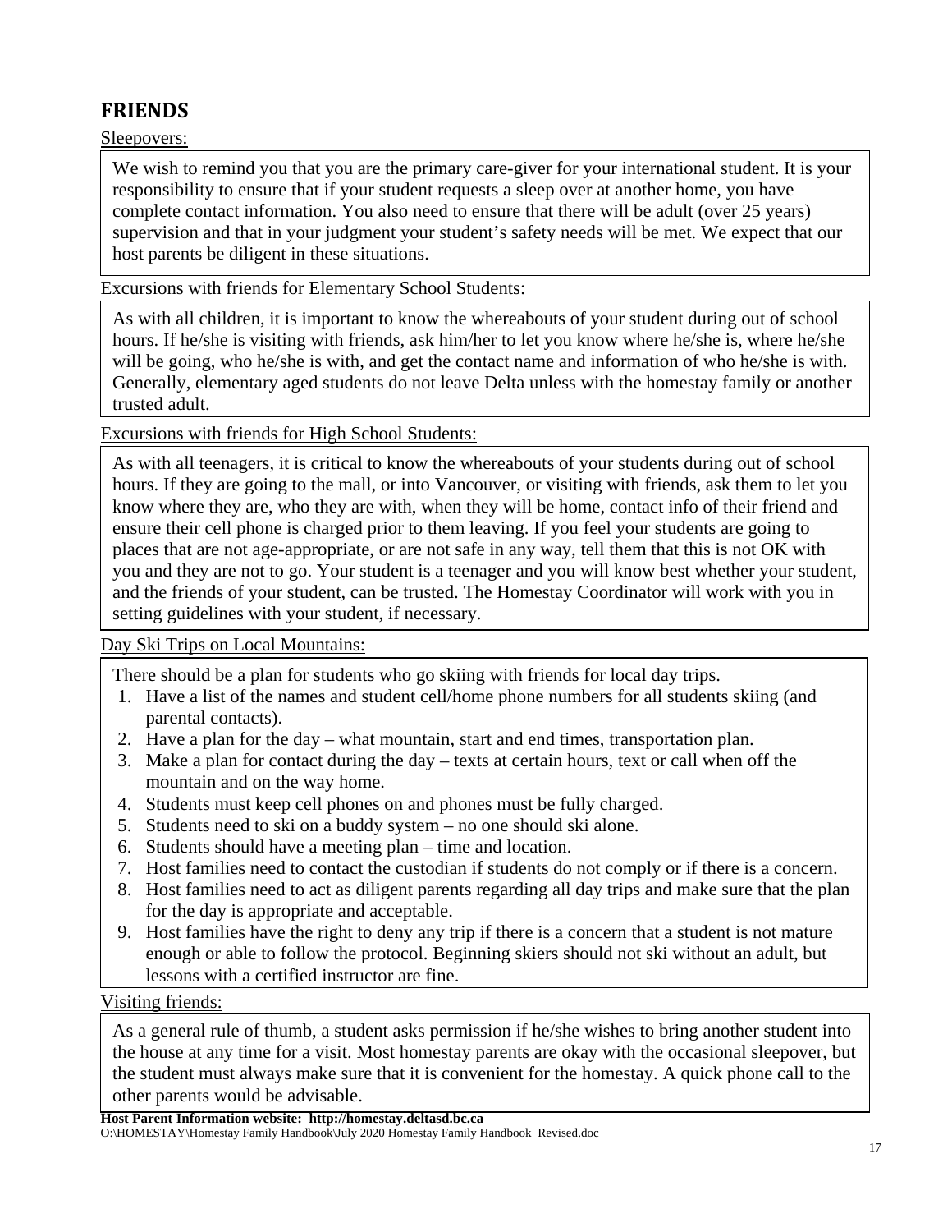## FRIENDS

Sleepovers:

We wish to remind you that you are the primary care-giver for your international student. It is your responsibility to ensure that if your student requests a sleep over at another home, you have complete contact information. You also need to ensure that there will be adult (over 25 years) supervision and that in your judgment your student's safety needs will be met. We expect that our host parents be diligent in these situations.

Excursions with friends for Elementary School Students:

As with all children, it is important to know the whereabouts of your student during out of school hours. If he/she is visiting with friends, ask him/her to let you know where he/she is, where he/she will be going, who he/she is with, and get the contact name and information of who he/she is with. Generally, elementary aged students do not leave Delta unless with the homestay family or another trusted adult.

Excursions with friends for High School Students:

As with all teenagers, it is critical to know the whereabouts of your students during out of school hours. If they are going to the mall, or into Vancouver, or visiting with friends, ask them to let you know where they are, who they are with, when they will be home, contact info of their friend and ensure their cell phone is charged prior to them leaving. If you feel your students are going to places that are not age-appropriate, or are not safe in any way, tell them that this is not OK with you and they are not to go. Your student is a teenager and you will know best whether your student, and the friends of your student, can be trusted. The Homestay Coordinator will work with you in setting guidelines with your student, if necessary.

Day Ski Trips on Local Mountains:

There should be a plan for students who go skiing with friends for local day trips.

1. Have a list of the names and student cell/home phone numbers for all students skiing (and parental contacts).
2. Have a plan for the day – what mountain, start and end times, transportation plan.
3. Make a plan for contact during the day – texts at certain hours, text or call when off the mountain and on the way home.
4. Students must keep cell phones on and phones must be fully charged.
5. Students need to ski on a buddy system – no one should ski alone.
6. Students should have a meeting plan – time and location.
7. Host families need to contact the custodian if students do not comply or if there is a concern.
8. Host families need to act as diligent parents regarding all day trips and make sure that the plan for the day is appropriate and acceptable.
9. Host families have the right to deny any trip if there is a concern that a student is not mature enough or able to follow the protocol. Beginning skiers should not ski without an adult, but lessons with a certified instructor are fine.

Visiting friends:

As a general rule of thumb, a student asks permission if he/she wishes to bring another student into the house at any time for a visit. Most homestay parents are okay with the occasional sleepover, but the student must always make sure that it is convenient for the homestay. A quick phone call to the other parents would be advisable.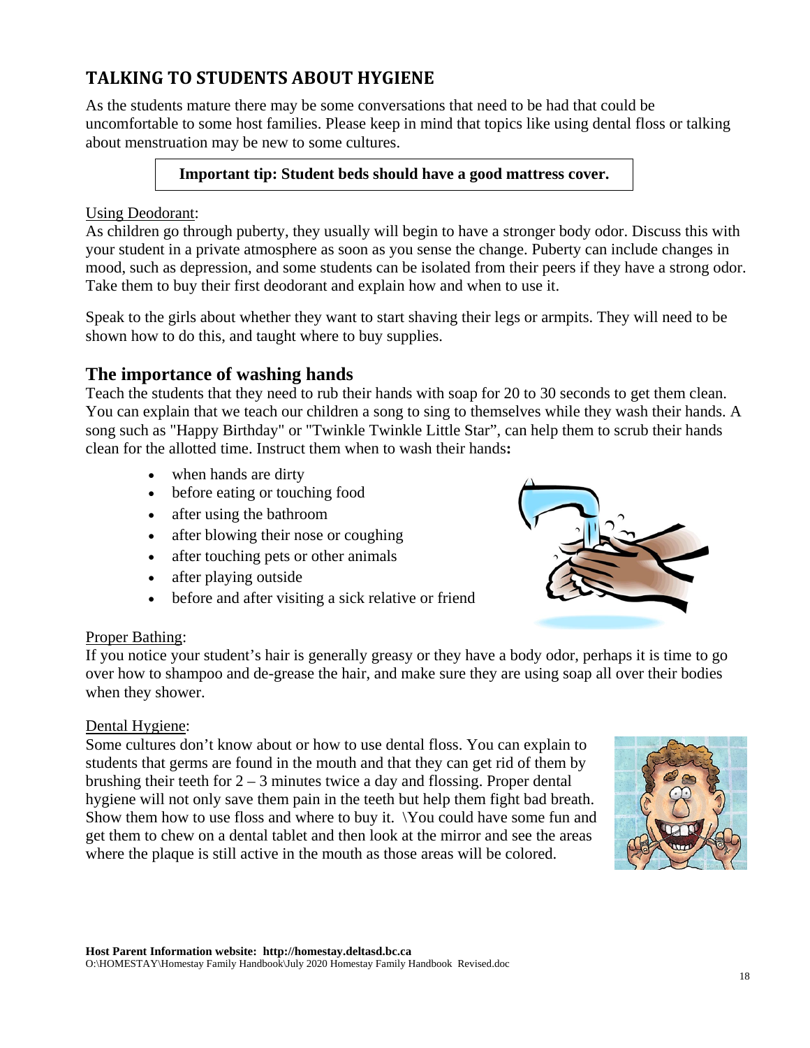## TALKING TO STUDENTS ABOUT HYGIENE

As the students mature there may be some conversations that need to be had that could be uncomfortable to some host families. Please keep in mind that topics like using dental floss or talking about menstruation may be new to some cultures.

**Important tip: Student beds should have a good mattress cover.**

Using Deodorant:
As children go through puberty, they usually will begin to have a stronger body odor. Discuss this with your student in a private atmosphere as soon as you sense the change. Puberty can include changes in mood, such as depression, and some students can be isolated from their peers if they have a strong odor. Take them to buy their first deodorant and explain how and when to use it.

Speak to the girls about whether they want to start shaving their legs or armpits. They will need to be shown how to do this, and taught where to buy supplies.

## The importance of washing hands

Teach the students that they need to rub their hands with soap for 20 to 30 seconds to get them clean. You can explain that we teach our children a song to sing to themselves while they wash their hands. A song such as "Happy Birthday" or "Twinkle Twinkle Little Star", can help them to scrub their hands clean for the allotted time. Instruct them when to wash their hands**:**

- when hands are dirty
- before eating or touching food
- after using the bathroom
- after blowing their nose or coughing
- after touching pets or other animals
- after playing outside
- before and after visiting a sick relative or friend

Proper Bathing:
If you notice your student's hair is generally greasy or they have a body odor, perhaps it is time to go over how to shampoo and de-grease the hair, and make sure they are using soap all over their bodies when they shower.

Dental Hygiene:
Some cultures don't know about or how to use dental floss. You can explain to students that germs are found in the mouth and that they can get rid of them by brushing their teeth for 2 – 3 minutes twice a day and flossing. Proper dental hygiene will not only save them pain in the teeth but help them fight bad breath. Show them how to use floss and where to buy it. \You could have some fun and get them to chew on a dental tablet and then look at the mirror and see the areas where the plaque is still active in the mouth as those areas will be colored.

**Host Parent Information website: http://homestay.deltasd.bc.ca**
O:\HOMESTAY\Homestay Family Handbook\July 2020 Homestay Family Handbook Revised.doc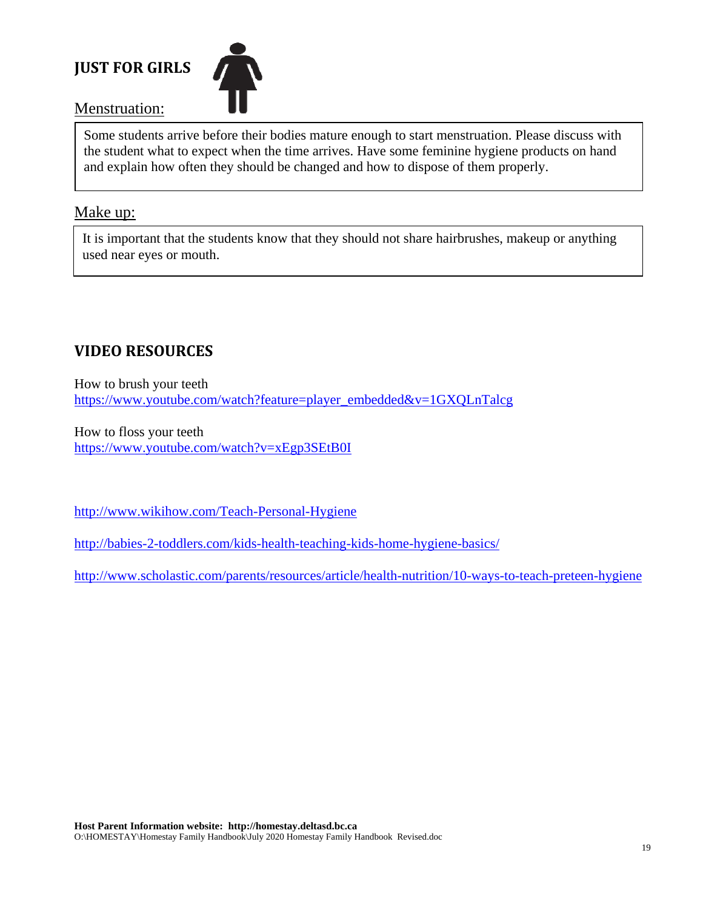## JUST FOR GIRLS

Menstruation:

Some students arrive before their bodies mature enough to start menstruation. Please discuss with the student what to expect when the time arrives. Have some feminine hygiene products on hand and explain how often they should be changed and how to dispose of them properly.

Make up:

It is important that the students know that they should not share hairbrushes, makeup or anything used near eyes or mouth.

## VIDEO RESOURCES

How to brush your teeth
https://www.youtube.com/watch?feature=player_embedded&v=1GXQLnTalcg

How to floss your teeth
https://www.youtube.com/watch?v=xEgp3SEtB0I

http://www.wikihow.com/Teach-Personal-Hygiene

http://babies-2-toddlers.com/kids-health-teaching-kids-home-hygiene-basics/

http://www.scholastic.com/parents/resources/article/health-nutrition/10-ways-to-teach-preteen-hygiene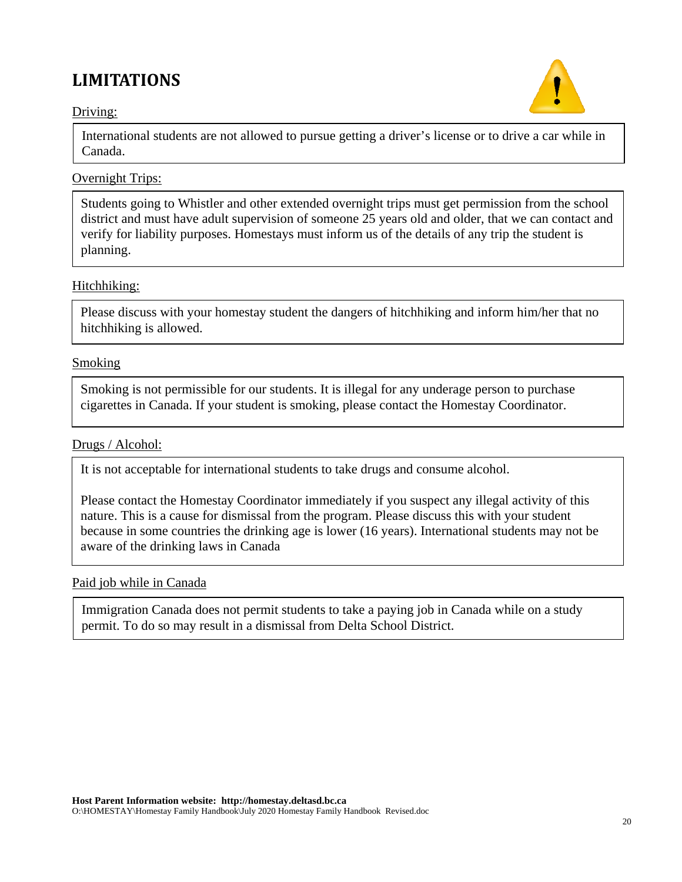# LIMITATIONS

Driving:

International students are not allowed to pursue getting a driver's license or to drive a car while in Canada.

Overnight Trips:

Students going to Whistler and other extended overnight trips must get permission from the school district and must have adult supervision of someone 25 years old and older, that we can contact and verify for liability purposes. Homestays must inform us of the details of any trip the student is planning.

Hitchhiking:

Please discuss with your homestay student the dangers of hitchhiking and inform him/her that no hitchhiking is allowed.

Smoking

Smoking is not permissible for our students. It is illegal for any underage person to purchase cigarettes in Canada. If your student is smoking, please contact the Homestay Coordinator.

Drugs / Alcohol:

It is not acceptable for international students to take drugs and consume alcohol.

Please contact the Homestay Coordinator immediately if you suspect any illegal activity of this nature. This is a cause for dismissal from the program. Please discuss this with your student because in some countries the drinking age is lower (16 years). International students may not be aware of the drinking laws in Canada

Paid job while in Canada

Immigration Canada does not permit students to take a paying job in Canada while on a study permit. To do so may result in a dismissal from Delta School District.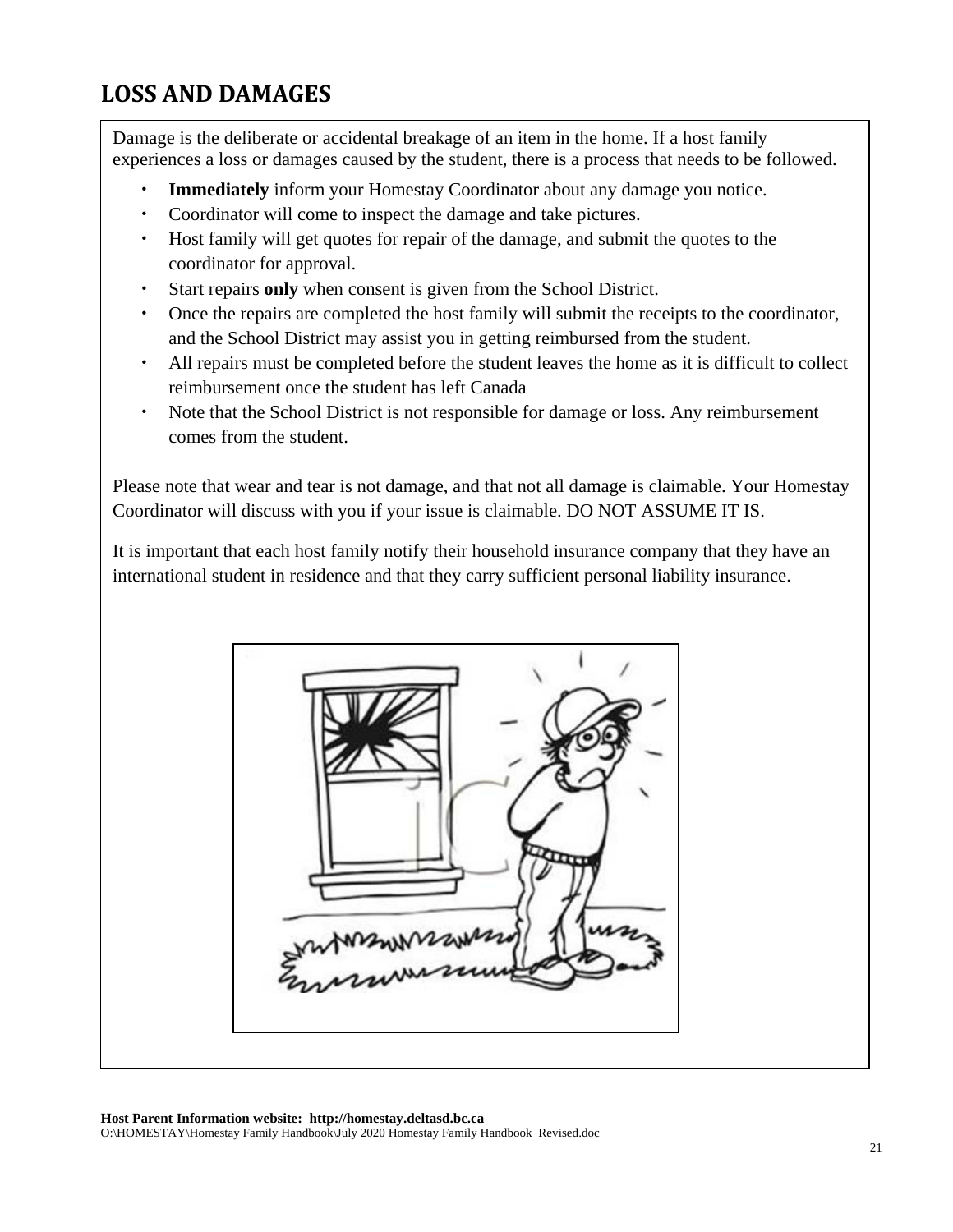## LOSS AND DAMAGES

Damage is the deliberate or accidental breakage of an item in the home. If a host family experiences a loss or damages caused by the student, there is a process that needs to be followed.

- **Immediately** inform your Homestay Coordinator about any damage you notice.
- Coordinator will come to inspect the damage and take pictures.
- Host family will get quotes for repair of the damage, and submit the quotes to the coordinator for approval.
- Start repairs **only** when consent is given from the School District.
- Once the repairs are completed the host family will submit the receipts to the coordinator, and the School District may assist you in getting reimbursed from the student.
- All repairs must be completed before the student leaves the home as it is difficult to collect reimbursement once the student has left Canada
- Note that the School District is not responsible for damage or loss. Any reimbursement comes from the student.

Please note that wear and tear is not damage, and that not all damage is claimable. Your Homestay Coordinator will discuss with you if your issue is claimable. DO NOT ASSUME IT IS.

It is important that each host family notify their household insurance company that they have an international student in residence and that they carry sufficient personal liability insurance.

**Host Parent Information website: http://homestay.deltasd.bc.ca**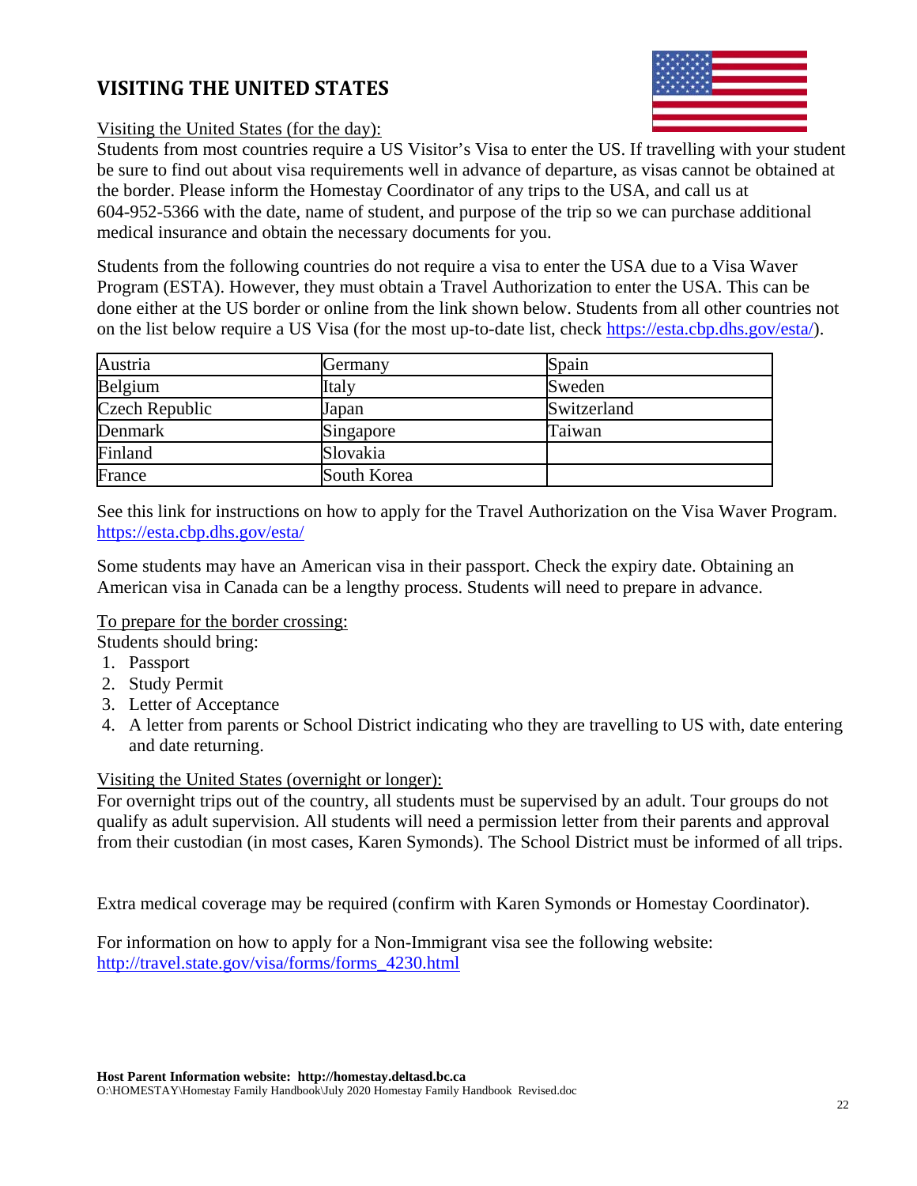# VISITING THE UNITED STATES

Visiting the United States (for the day):

Students from most countries require a US Visitor's Visa to enter the US. If travelling with your student be sure to find out about visa requirements well in advance of departure, as visas cannot be obtained at the border. Please inform the Homestay Coordinator of any trips to the USA, and call us at 604-952-5366 with the date, name of student, and purpose of the trip so we can purchase additional medical insurance and obtain the necessary documents for you.

Students from the following countries do not require a visa to enter the USA due to a Visa Waver Program (ESTA). However, they must obtain a Travel Authorization to enter the USA. This can be done either at the US border or online from the link shown below. Students from all other countries not on the list below require a US Visa (for the most up-to-date list, check https://esta.cbp.dhs.gov/esta/).

| | | |
|---|---|---|
| Austria | Germany | Spain |
| Belgium | Italy | Sweden |
| Czech Republic | Japan | Switzerland |
| Denmark | Singapore | Taiwan |
| Finland | Slovakia | |
| France | South Korea | |

See this link for instructions on how to apply for the Travel Authorization on the Visa Waver Program. https://esta.cbp.dhs.gov/esta/

Some students may have an American visa in their passport. Check the expiry date. Obtaining an American visa in Canada can be a lengthy process. Students will need to prepare in advance.

To prepare for the border crossing:

Students should bring:

1. Passport
2. Study Permit
3. Letter of Acceptance
4. A letter from parents or School District indicating who they are travelling to US with, date entering and date returning.

Visiting the United States (overnight or longer):

For overnight trips out of the country, all students must be supervised by an adult. Tour groups do not qualify as adult supervision. All students will need a permission letter from their parents and approval from their custodian (in most cases, Karen Symonds). The School District must be informed of all trips.

Extra medical coverage may be required (confirm with Karen Symonds or Homestay Coordinator).

For information on how to apply for a Non-Immigrant visa see the following website: http://travel.state.gov/visa/forms/forms_4230.html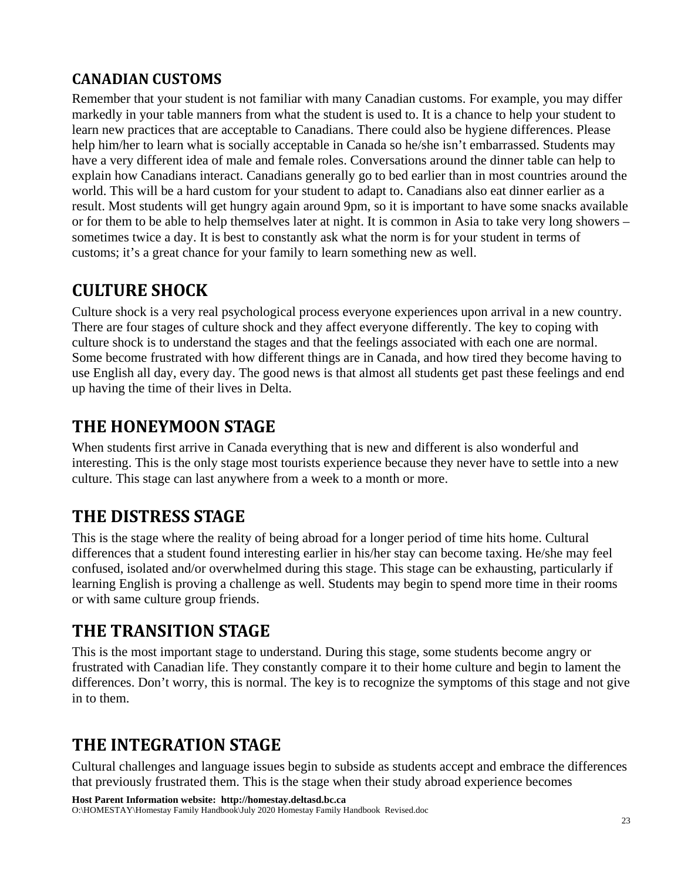## CANADIAN CUSTOMS

Remember that your student is not familiar with many Canadian customs. For example, you may differ markedly in your table manners from what the student is used to. It is a chance to help your student to learn new practices that are acceptable to Canadians. There could also be hygiene differences. Please help him/her to learn what is socially acceptable in Canada so he/she isn't embarrassed. Students may have a very different idea of male and female roles. Conversations around the dinner table can help to explain how Canadians interact. Canadians generally go to bed earlier than in most countries around the world. This will be a hard custom for your student to adapt to. Canadians also eat dinner earlier as a result. Most students will get hungry again around 9pm, so it is important to have some snacks available or for them to be able to help themselves later at night. It is common in Asia to take very long showers – sometimes twice a day. It is best to constantly ask what the norm is for your student in terms of customs; it's a great chance for your family to learn something new as well.

## CULTURE SHOCK

Culture shock is a very real psychological process everyone experiences upon arrival in a new country. There are four stages of culture shock and they affect everyone differently. The key to coping with culture shock is to understand the stages and that the feelings associated with each one are normal. Some become frustrated with how different things are in Canada, and how tired they become having to use English all day, every day. The good news is that almost all students get past these feelings and end up having the time of their lives in Delta.

## THE HONEYMOON STAGE

When students first arrive in Canada everything that is new and different is also wonderful and interesting. This is the only stage most tourists experience because they never have to settle into a new culture. This stage can last anywhere from a week to a month or more.

## THE DISTRESS STAGE

This is the stage where the reality of being abroad for a longer period of time hits home. Cultural differences that a student found interesting earlier in his/her stay can become taxing. He/she may feel confused, isolated and/or overwhelmed during this stage. This stage can be exhausting, particularly if learning English is proving a challenge as well. Students may begin to spend more time in their rooms or with same culture group friends.

## THE TRANSITION STAGE

This is the most important stage to understand. During this stage, some students become angry or frustrated with Canadian life. They constantly compare it to their home culture and begin to lament the differences. Don't worry, this is normal. The key is to recognize the symptoms of this stage and not give in to them.

## THE INTEGRATION STAGE

Cultural challenges and language issues begin to subside as students accept and embrace the differences that previously frustrated them. This is the stage when their study abroad experience becomes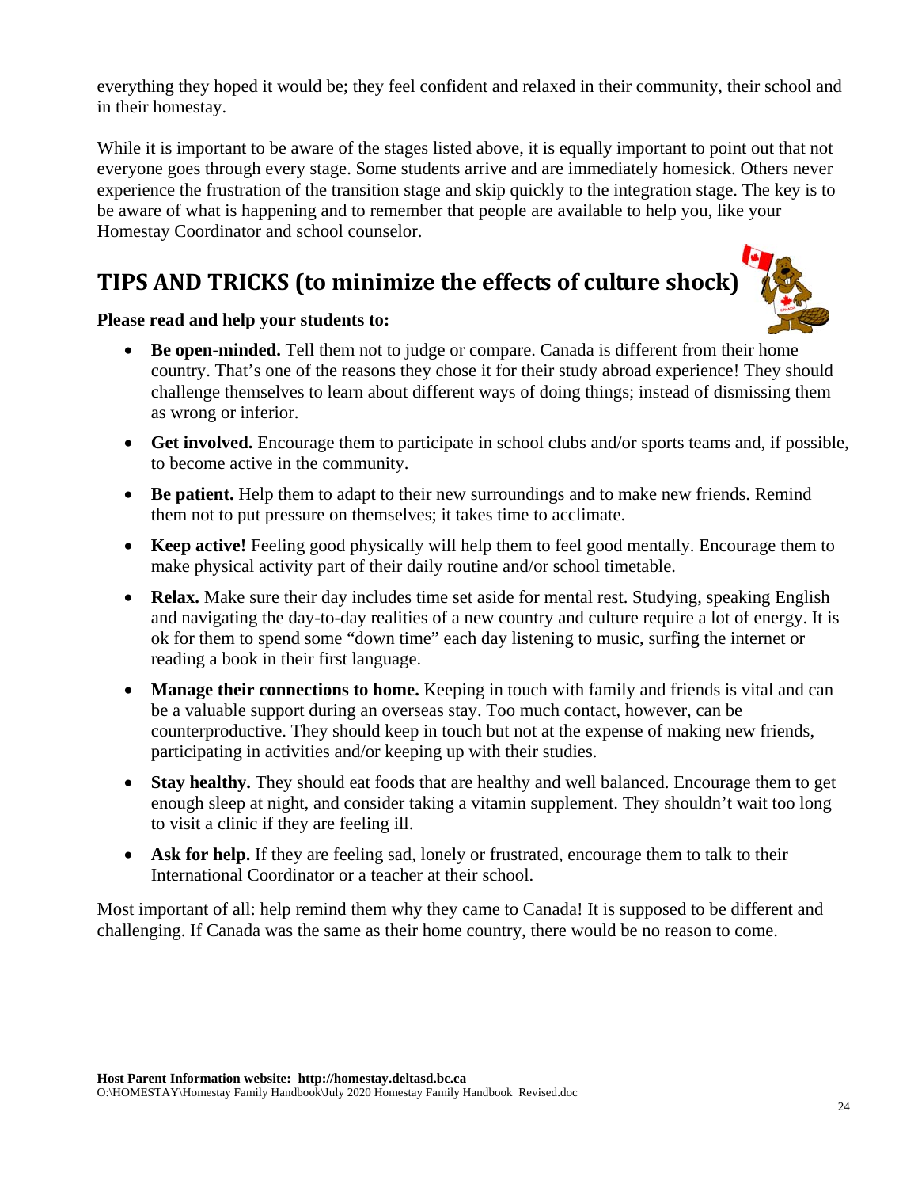everything they hoped it would be; they feel confident and relaxed in their community, their school and in their homestay.

While it is important to be aware of the stages listed above, it is equally important to point out that not everyone goes through every stage. Some students arrive and are immediately homesick. Others never experience the frustration of the transition stage and skip quickly to the integration stage. The key is to be aware of what is happening and to remember that people are available to help you, like your Homestay Coordinator and school counselor.

## TIPS AND TRICKS (to minimize the effects of culture shock)

**Please read and help your students to:**

- **Be open-minded.** Tell them not to judge or compare. Canada is different from their home country. That's one of the reasons they chose it for their study abroad experience! They should challenge themselves to learn about different ways of doing things; instead of dismissing them as wrong or inferior.
- **Get involved.** Encourage them to participate in school clubs and/or sports teams and, if possible, to become active in the community.
- **Be patient.** Help them to adapt to their new surroundings and to make new friends. Remind them not to put pressure on themselves; it takes time to acclimate.
- **Keep active!** Feeling good physically will help them to feel good mentally. Encourage them to make physical activity part of their daily routine and/or school timetable.
- **Relax.** Make sure their day includes time set aside for mental rest. Studying, speaking English and navigating the day-to-day realities of a new country and culture require a lot of energy. It is ok for them to spend some "down time" each day listening to music, surfing the internet or reading a book in their first language.
- **Manage their connections to home.** Keeping in touch with family and friends is vital and can be a valuable support during an overseas stay. Too much contact, however, can be counterproductive. They should keep in touch but not at the expense of making new friends, participating in activities and/or keeping up with their studies.
- **Stay healthy.** They should eat foods that are healthy and well balanced. Encourage them to get enough sleep at night, and consider taking a vitamin supplement. They shouldn't wait too long to visit a clinic if they are feeling ill.
- **Ask for help.** If they are feeling sad, lonely or frustrated, encourage them to talk to their International Coordinator or a teacher at their school.

Most important of all: help remind them why they came to Canada! It is supposed to be different and challenging. If Canada was the same as their home country, there would be no reason to come.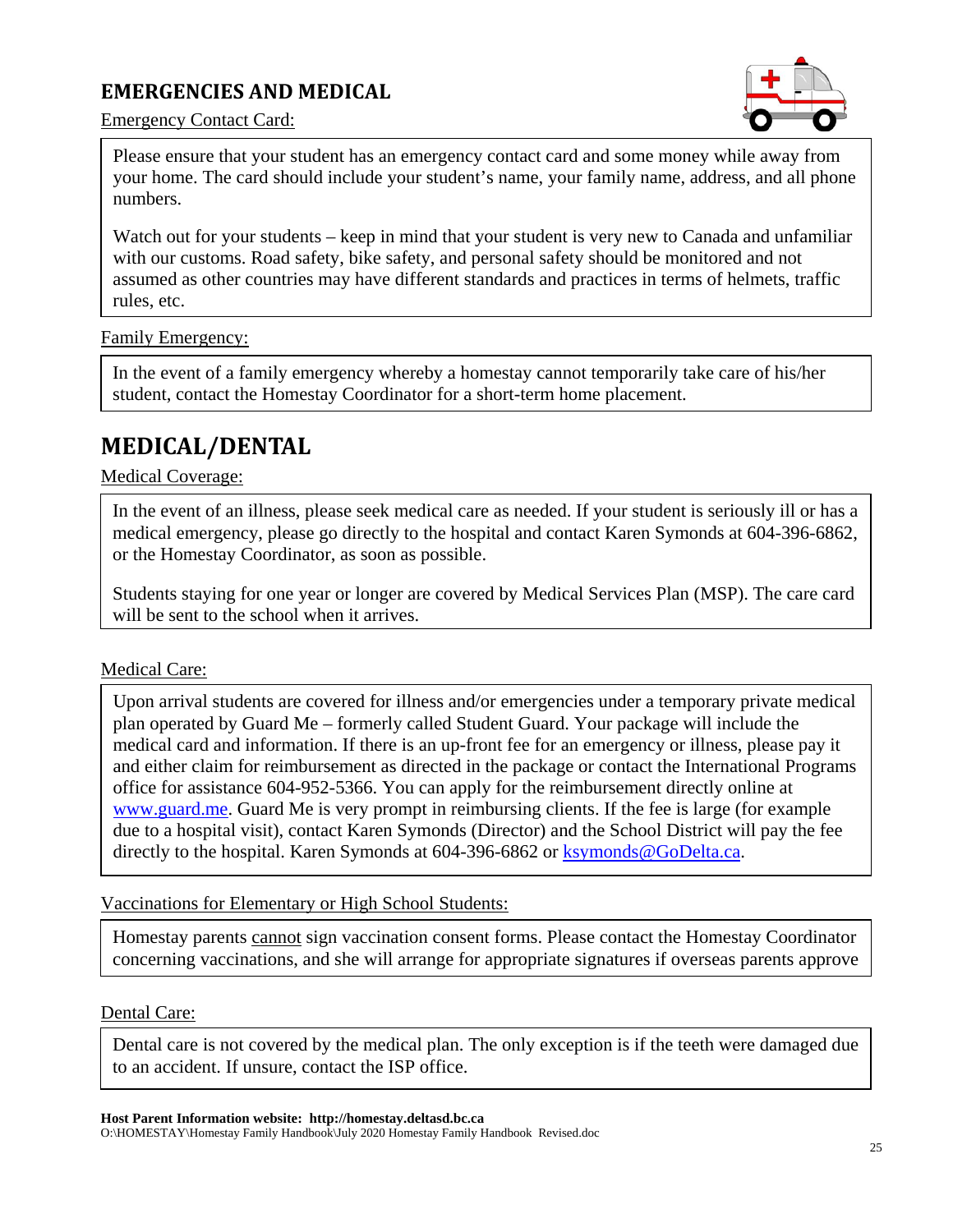## EMERGENCIES AND MEDICAL

Emergency Contact Card:

Please ensure that your student has an emergency contact card and some money while away from your home. The card should include your student's name, your family name, address, and all phone numbers.

Watch out for your students – keep in mind that your student is very new to Canada and unfamiliar with our customs. Road safety, bike safety, and personal safety should be monitored and not assumed as other countries may have different standards and practices in terms of helmets, traffic rules, etc.

Family Emergency:

In the event of a family emergency whereby a homestay cannot temporarily take care of his/her student, contact the Homestay Coordinator for a short-term home placement.

## MEDICAL/DENTAL

Medical Coverage:

In the event of an illness, please seek medical care as needed. If your student is seriously ill or has a medical emergency, please go directly to the hospital and contact Karen Symonds at 604-396-6862, or the Homestay Coordinator, as soon as possible.

Students staying for one year or longer are covered by Medical Services Plan (MSP). The care card will be sent to the school when it arrives.

Medical Care:

Upon arrival students are covered for illness and/or emergencies under a temporary private medical plan operated by Guard Me – formerly called Student Guard. Your package will include the medical card and information. If there is an up-front fee for an emergency or illness, please pay it and either claim for reimbursement as directed in the package or contact the International Programs office for assistance 604-952-5366. You can apply for the reimbursement directly online at www.guard.me. Guard Me is very prompt in reimbursing clients. If the fee is large (for example due to a hospital visit), contact Karen Symonds (Director) and the School District will pay the fee directly to the hospital. Karen Symonds at 604-396-6862 or ksymonds@GoDelta.ca.

Vaccinations for Elementary or High School Students:

Homestay parents cannot sign vaccination consent forms. Please contact the Homestay Coordinator concerning vaccinations, and she will arrange for appropriate signatures if overseas parents approve

Dental Care:

Dental care is not covered by the medical plan. The only exception is if the teeth were damaged due to an accident. If unsure, contact the ISP office.

**Host Parent Information website: http://homestay.deltasd.bc.ca**
O:\HOMESTAY\Homestay Family Handbook\July 2020 Homestay Family Handbook Revised.doc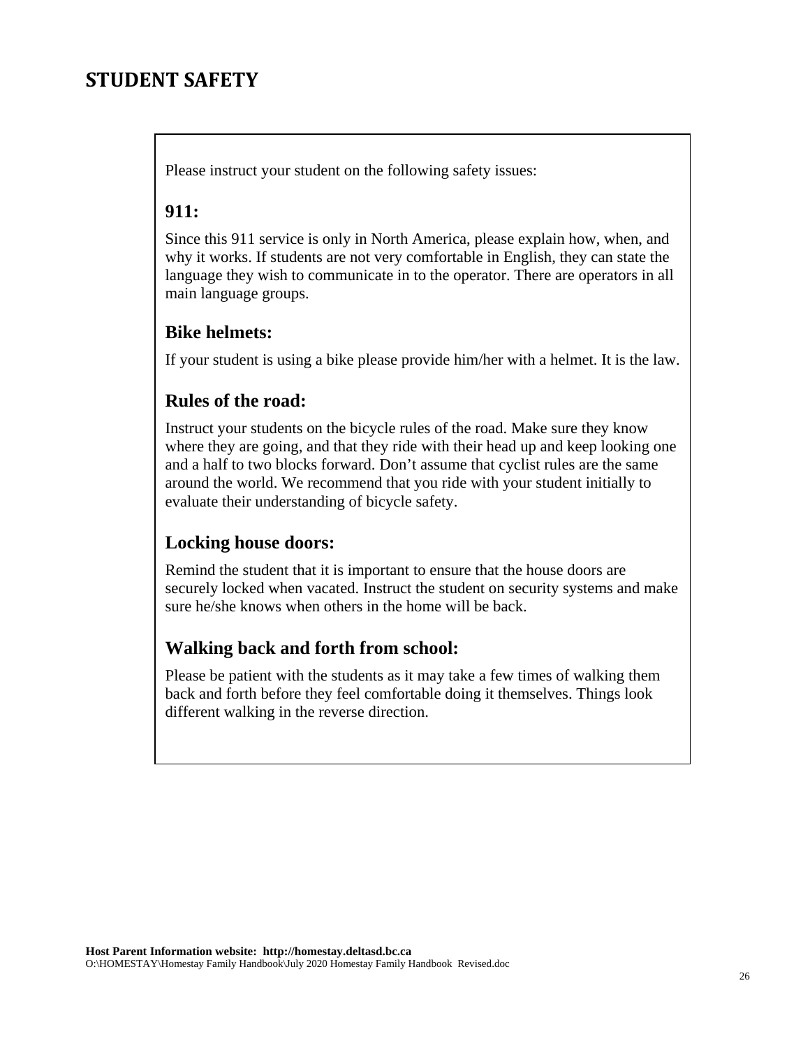# STUDENT SAFETY

Please instruct your student on the following safety issues:

### 911:

Since this 911 service is only in North America, please explain how, when, and why it works. If students are not very comfortable in English, they can state the language they wish to communicate in to the operator. There are operators in all main language groups.

### Bike helmets:

If your student is using a bike please provide him/her with a helmet. It is the law.

### Rules of the road:

Instruct your students on the bicycle rules of the road. Make sure they know where they are going, and that they ride with their head up and keep looking one and a half to two blocks forward. Don't assume that cyclist rules are the same around the world. We recommend that you ride with your student initially to evaluate their understanding of bicycle safety.

### Locking house doors:

Remind the student that it is important to ensure that the house doors are securely locked when vacated. Instruct the student on security systems and make sure he/she knows when others in the home will be back.

### Walking back and forth from school:

Please be patient with the students as it may take a few times of walking them back and forth before they feel comfortable doing it themselves. Things look different walking in the reverse direction.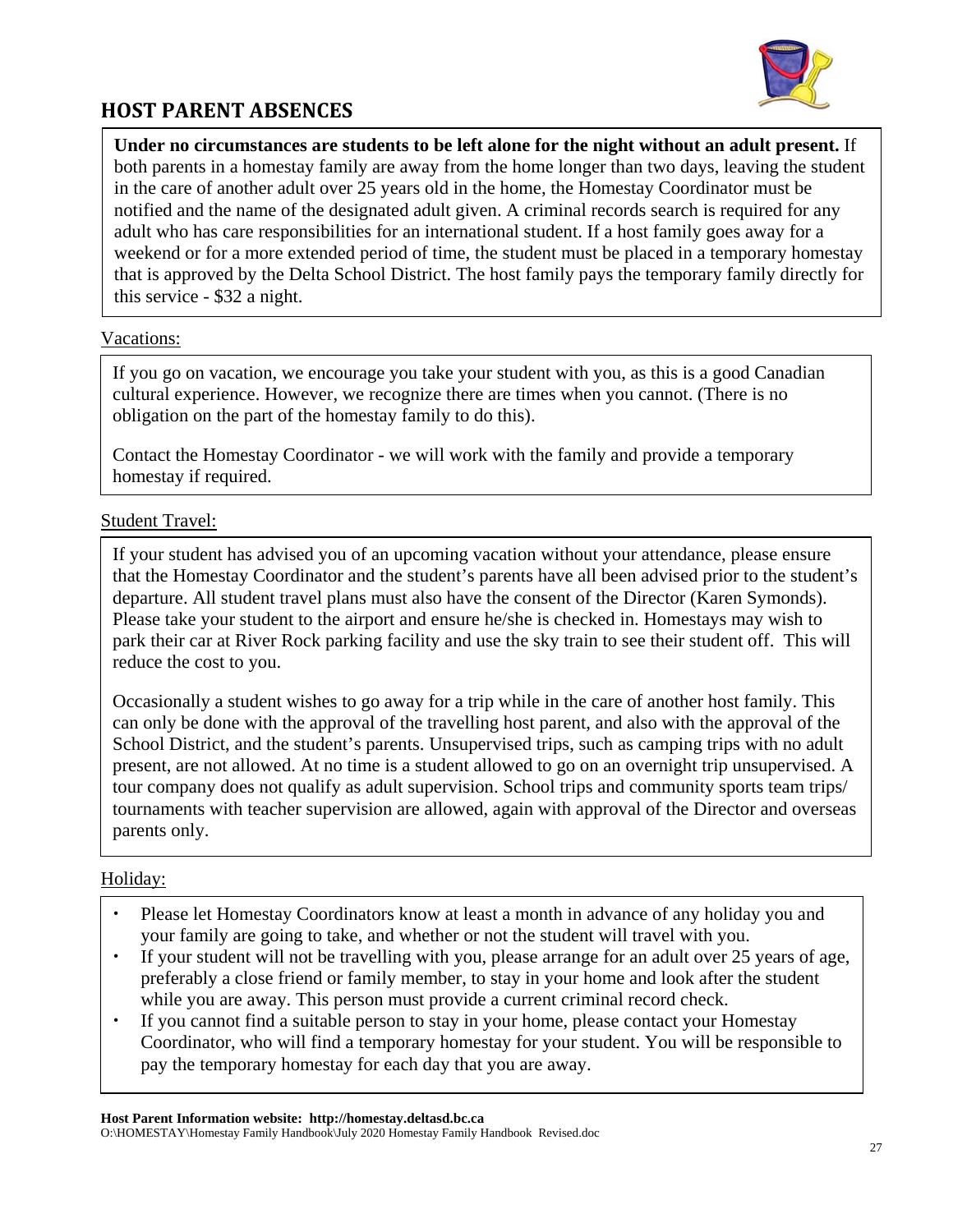## HOST PARENT ABSENCES

**Under no circumstances are students to be left alone for the night without an adult present.** If both parents in a homestay family are away from the home longer than two days, leaving the student in the care of another adult over 25 years old in the home, the Homestay Coordinator must be notified and the name of the designated adult given. A criminal records search is required for any adult who has care responsibilities for an international student. If a host family goes away for a weekend or for a more extended period of time, the student must be placed in a temporary homestay that is approved by the Delta School District. The host family pays the temporary family directly for this service - $32 a night.

Vacations:

If you go on vacation, we encourage you take your student with you, as this is a good Canadian cultural experience. However, we recognize there are times when you cannot. (There is no obligation on the part of the homestay family to do this).

Contact the Homestay Coordinator - we will work with the family and provide a temporary homestay if required.

Student Travel:

If your student has advised you of an upcoming vacation without your attendance, please ensure that the Homestay Coordinator and the student's parents have all been advised prior to the student's departure. All student travel plans must also have the consent of the Director (Karen Symonds). Please take your student to the airport and ensure he/she is checked in. Homestays may wish to park their car at River Rock parking facility and use the sky train to see their student off. This will reduce the cost to you.

Occasionally a student wishes to go away for a trip while in the care of another host family. This can only be done with the approval of the travelling host parent, and also with the approval of the School District, and the student's parents. Unsupervised trips, such as camping trips with no adult present, are not allowed. At no time is a student allowed to go on an overnight trip unsupervised. A tour company does not qualify as adult supervision. School trips and community sports team trips/ tournaments with teacher supervision are allowed, again with approval of the Director and overseas parents only.

Holiday:

- Please let Homestay Coordinators know at least a month in advance of any holiday you and your family are going to take, and whether or not the student will travel with you.
- If your student will not be travelling with you, please arrange for an adult over 25 years of age, preferably a close friend or family member, to stay in your home and look after the student while you are away. This person must provide a current criminal record check.
- If you cannot find a suitable person to stay in your home, please contact your Homestay Coordinator, who will find a temporary homestay for your student. You will be responsible to pay the temporary homestay for each day that you are away.

**Host Parent Information website: http://homestay.deltasd.bc.ca**
O:\HOMESTAY\Homestay Family Handbook\July 2020 Homestay Family Handbook Revised.doc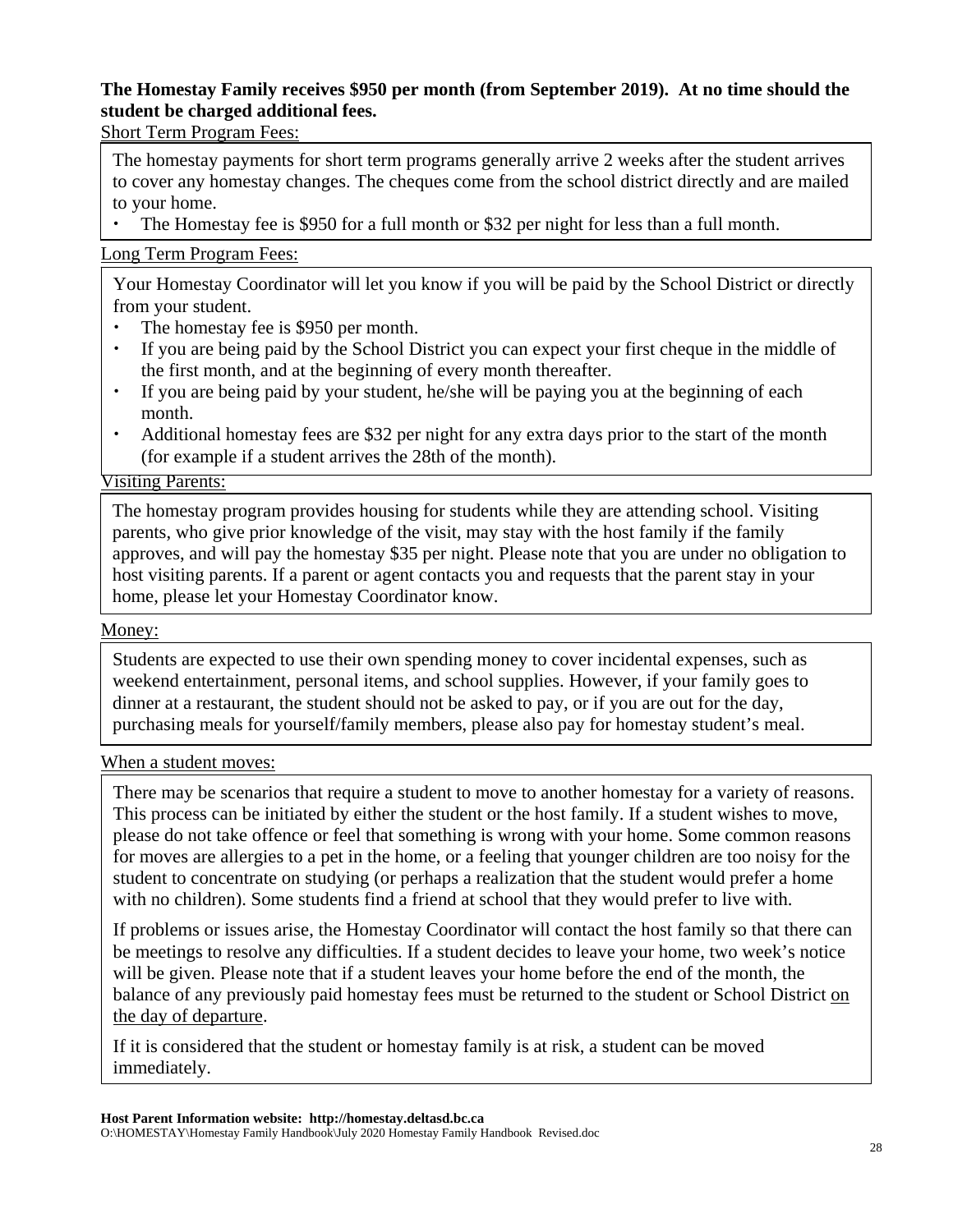**The Homestay Family receives $950 per month (from September 2019). At no time should the student be charged additional fees.**

Short Term Program Fees:

The homestay payments for short term programs generally arrive 2 weeks after the student arrives to cover any homestay changes. The cheques come from the school district directly and are mailed to your home.

- The Homestay fee is $950 for a full month or $32 per night for less than a full month.

Long Term Program Fees:

Your Homestay Coordinator will let you know if you will be paid by the School District or directly from your student.

- The homestay fee is $950 per month.
- If you are being paid by the School District you can expect your first cheque in the middle of the first month, and at the beginning of every month thereafter.
- If you are being paid by your student, he/she will be paying you at the beginning of each month.
- Additional homestay fees are $32 per night for any extra days prior to the start of the month (for example if a student arrives the 28th of the month).

Visiting Parents:

The homestay program provides housing for students while they are attending school. Visiting parents, who give prior knowledge of the visit, may stay with the host family if the family approves, and will pay the homestay $35 per night. Please note that you are under no obligation to host visiting parents. If a parent or agent contacts you and requests that the parent stay in your home, please let your Homestay Coordinator know.

Money:

Students are expected to use their own spending money to cover incidental expenses, such as weekend entertainment, personal items, and school supplies. However, if your family goes to dinner at a restaurant, the student should not be asked to pay, or if you are out for the day, purchasing meals for yourself/family members, please also pay for homestay student's meal.

When a student moves:

There may be scenarios that require a student to move to another homestay for a variety of reasons. This process can be initiated by either the student or the host family. If a student wishes to move, please do not take offence or feel that something is wrong with your home. Some common reasons for moves are allergies to a pet in the home, or a feeling that younger children are too noisy for the student to concentrate on studying (or perhaps a realization that the student would prefer a home with no children). Some students find a friend at school that they would prefer to live with.

If problems or issues arise, the Homestay Coordinator will contact the host family so that there can be meetings to resolve any difficulties. If a student decides to leave your home, two week's notice will be given. Please note that if a student leaves your home before the end of the month, the balance of any previously paid homestay fees must be returned to the student or School District on the day of departure.

If it is considered that the student or homestay family is at risk, a student can be moved immediately.

**Host Parent Information website: http://homestay.deltasd.bc.ca**
O:\HOMESTAY\Homestay Family Handbook\July 2020 Homestay Family Handbook Revised.doc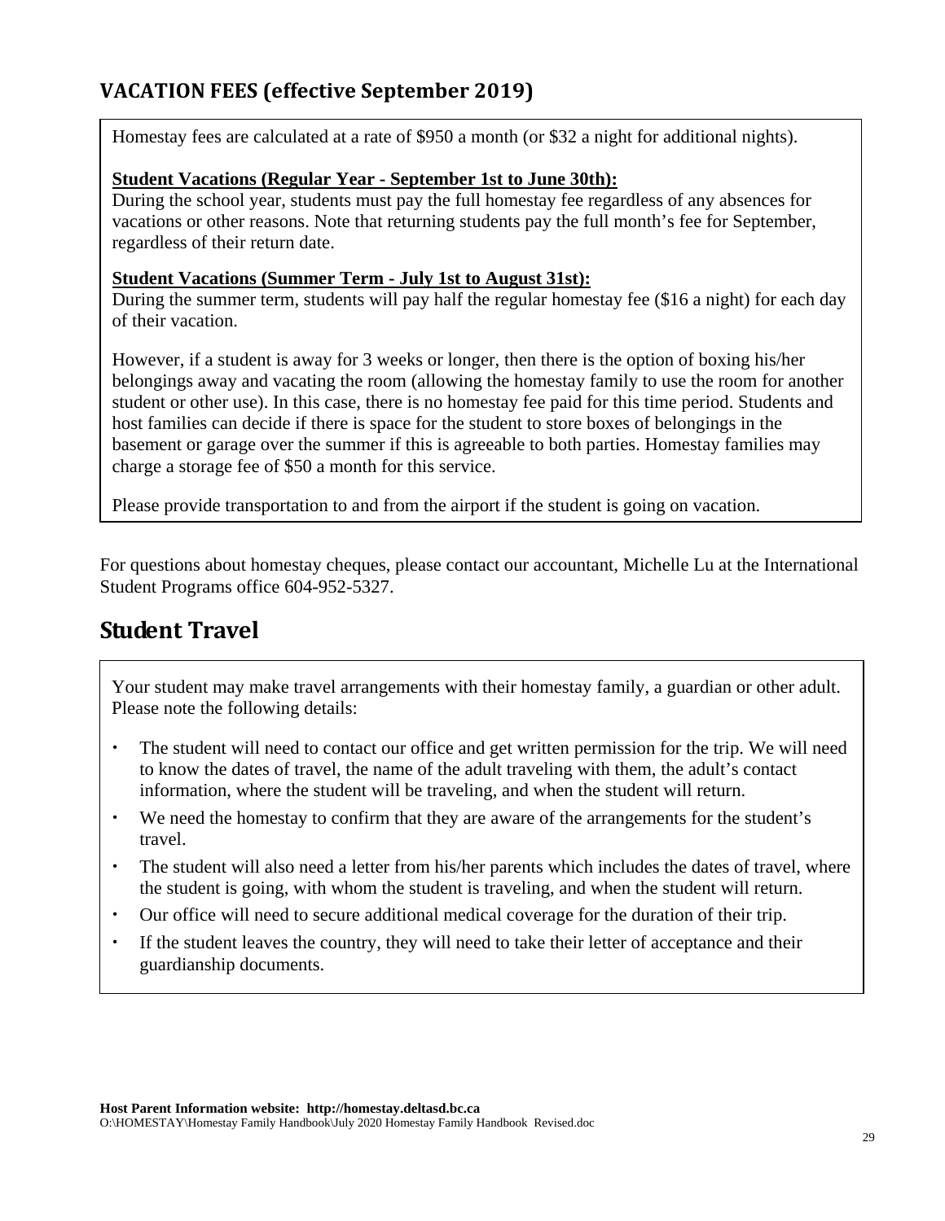## VACATION FEES (effective September 2019)

Homestay fees are calculated at a rate of $950 a month (or $32 a night for additional nights).

**Student Vacations (Regular Year - September 1st to June 30th):**
During the school year, students must pay the full homestay fee regardless of any absences for vacations or other reasons. Note that returning students pay the full month's fee for September, regardless of their return date.

**Student Vacations (Summer Term - July 1st to August 31st):**
During the summer term, students will pay half the regular homestay fee ($16 a night) for each day of their vacation.

However, if a student is away for 3 weeks or longer, then there is the option of boxing his/her belongings away and vacating the room (allowing the homestay family to use the room for another student or other use). In this case, there is no homestay fee paid for this time period. Students and host families can decide if there is space for the student to store boxes of belongings in the basement or garage over the summer if this is agreeable to both parties. Homestay families may charge a storage fee of $50 a month for this service.

Please provide transportation to and from the airport if the student is going on vacation.

For questions about homestay cheques, please contact our accountant, Michelle Lu at the International Student Programs office 604-952-5327.

## Student Travel

Your student may make travel arrangements with their homestay family, a guardian or other adult. Please note the following details:

- The student will need to contact our office and get written permission for the trip. We will need to know the dates of travel, the name of the adult traveling with them, the adult's contact information, where the student will be traveling, and when the student will return.
- We need the homestay to confirm that they are aware of the arrangements for the student's travel.
- The student will also need a letter from his/her parents which includes the dates of travel, where the student is going, with whom the student is traveling, and when the student will return.
- Our office will need to secure additional medical coverage for the duration of their trip.
- If the student leaves the country, they will need to take their letter of acceptance and their guardianship documents.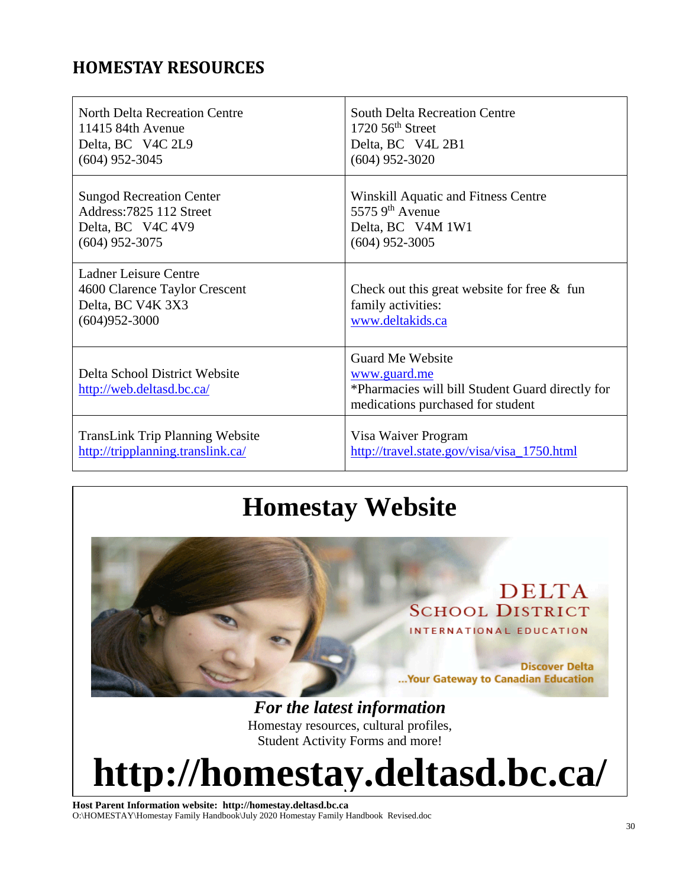## HOMESTAY RESOURCES

| | |
|---|---|
| North Delta Recreation Centre<br>11415 84th Avenue<br>Delta, BC V4C 2L9<br>(604) 952-3045 | South Delta Recreation Centre<br>1720 56th Street<br>Delta, BC V4L 2B1<br>(604) 952-3020 |
| Sungod Recreation Center<br>Address:7825 112 Street<br>Delta, BC V4C 4V9<br>(604) 952-3075 | Winskill Aquatic and Fitness Centre<br>5575 9th Avenue<br>Delta, BC V4M 1W1<br>(604) 952-3005 |
| Ladner Leisure Centre<br>4600 Clarence Taylor Crescent<br>Delta, BC V4K 3X3<br>(604)952-3000 | Check out this great website for free & fun family activities:<br>www.deltakids.ca |
| Delta School District Website<br>http://web.deltasd.bc.ca/ | Guard Me Website<br>www.guard.me<br>*Pharmacies will bill Student Guard directly for medications purchased for student |
| TransLink Trip Planning Website<br>http://tripplanning.translink.ca/ | Visa Waiver Program<br>http://travel.state.gov/visa/visa_1750.html |

# Homestay Website

DELTA SCHOOL DISTRICT

INTERNATIONAL EDUCATION

Discover Delta

...Your Gateway to Canadian Education

***For the latest information***

Homestay resources, cultural profiles,
Student Activity Forms and more!

# http://homestay.deltasd.bc.ca/

**Host Parent Information website: http://homestay.deltasd.bc.ca**

O:\HOMESTAY\Homestay Family Handbook\July 2020 Homestay Family Handbook Revised.doc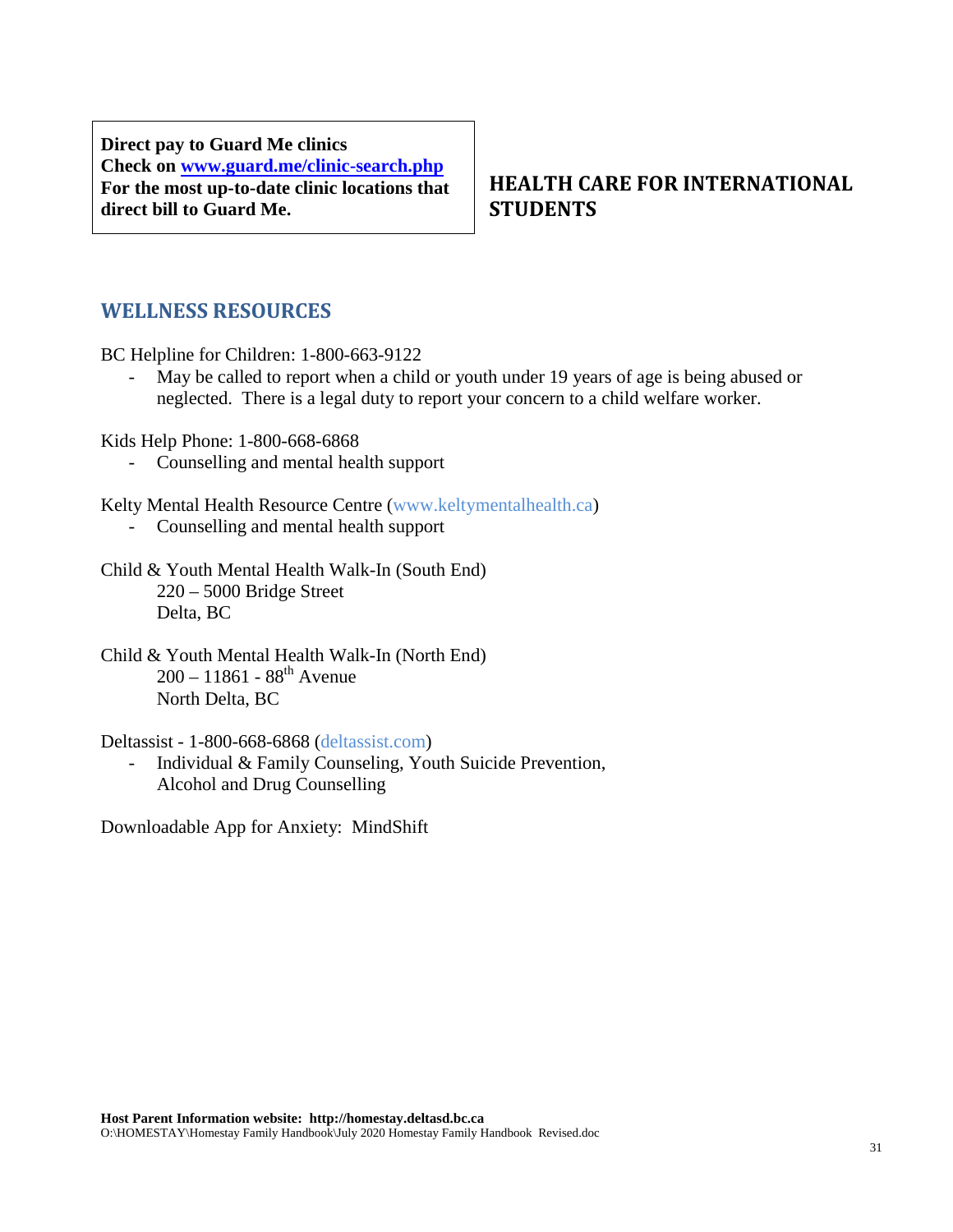**Direct pay to Guard Me clinics**
**Check on [www.guard.me/clinic-search.php](http://www.guard.me/clinic-search.php)**
**For the most up-to-date clinic locations that direct bill to Guard Me.**

## HEALTH CARE FOR INTERNATIONAL STUDENTS

## WELLNESS RESOURCES

BC Helpline for Children: 1-800-663-9122

- May be called to report when a child or youth under 19 years of age is being abused or neglected. There is a legal duty to report your concern to a child welfare worker.

Kids Help Phone: 1-800-668-6868

- Counselling and mental health support

Kelty Mental Health Resource Centre (www.keltymentalhealth.ca)

- Counselling and mental health support

Child & Youth Mental Health Walk-In (South End)
220 – 5000 Bridge Street
Delta, BC

Child & Youth Mental Health Walk-In (North End)
200 – 11861 - 88th Avenue
North Delta, BC

Deltassist - 1-800-668-6868 (deltassist.com)

- Individual & Family Counseling, Youth Suicide Prevention, Alcohol and Drug Counselling

Downloadable App for Anxiety: MindShift

**Host Parent Information website: http://homestay.deltasd.bc.ca**
O:\HOMESTAY\Homestay Family Handbook\July 2020 Homestay Family Handbook Revised.doc